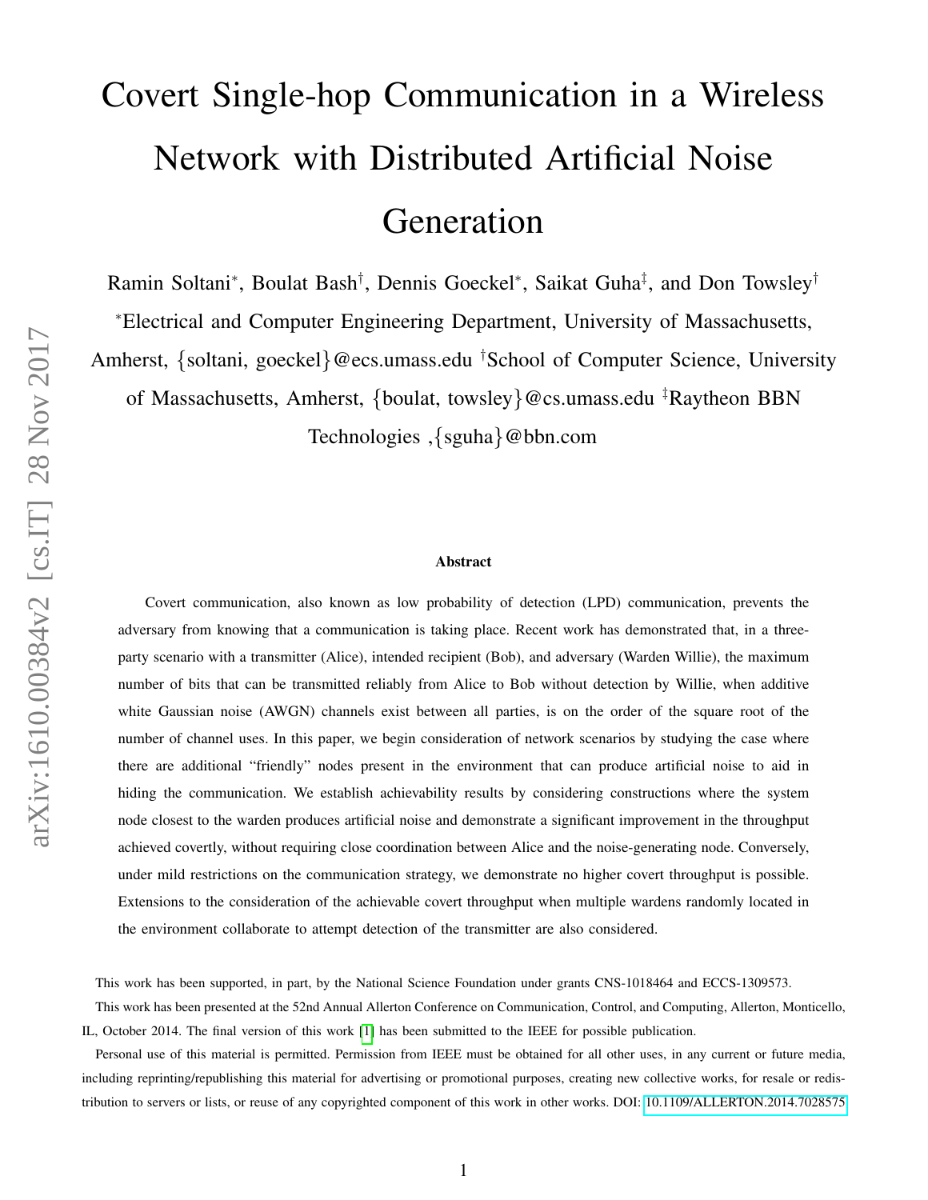# Covert Single-hop Communication in a Wireless Network with Distributed Artificial Noise Generation

Ramin Soltani*, Boulat Bash†, Dennis Goeckel*, Saikat Guha‡, and Don Towsley†

*Electrical and Computer Engineering Department, University of Massachusetts, Amherst, {soltani, goeckel}@ecs.umass.edu †School of Computer Science, University of Massachusetts, Amherst, {boulat, towsley}@cs.umass.edu ‡Raytheon BBN Technologies ,{sguha}@bbn.com

arXiv:1610.00384v2 [cs.IT] 28 Nov 2017

### Abstract

Covert communication, also known as low probability of detection (LPD) communication, prevents the adversary from knowing that a communication is taking place. Recent work has demonstrated that, in a three-party scenario with a transmitter (Alice), intended recipient (Bob), and adversary (Warden Willie), the maximum number of bits that can be transmitted reliably from Alice to Bob without detection by Willie, when additive white Gaussian noise (AWGN) channels exist between all parties, is on the order of the square root of the number of channel uses. In this paper, we begin consideration of network scenarios by studying the case where there are additional "friendly" nodes present in the environment that can produce artificial noise to aid in hiding the communication. We establish achievability results by considering constructions where the system node closest to the warden produces artificial noise and demonstrate a significant improvement in the throughput achieved covertly, without requiring close coordination between Alice and the noise-generating node. Conversely, under mild restrictions on the communication strategy, we demonstrate no higher covert throughput is possible. Extensions to the consideration of the achievable covert throughput when multiple wardens randomly located in the environment collaborate to attempt detection of the transmitter are also considered.

This work has been supported, in part, by the National Science Foundation under grants CNS-1018464 and ECCS-1309573.

This work has been presented at the 52nd Annual Allerton Conference on Communication, Control, and Computing, Allerton, Monticello, IL, October 2014. The final version of this work [1] has been submitted to the IEEE for possible publication.

Personal use of this material is permitted. Permission from IEEE must be obtained for all other uses, in any current or future media, including reprinting/republishing this material for advertising or promotional purposes, creating new collective works, for resale or redistribution to servers or lists, or reuse of any copyrighted component of this work in other works. DOI: 10.1109/ALLERTON.2014.7028575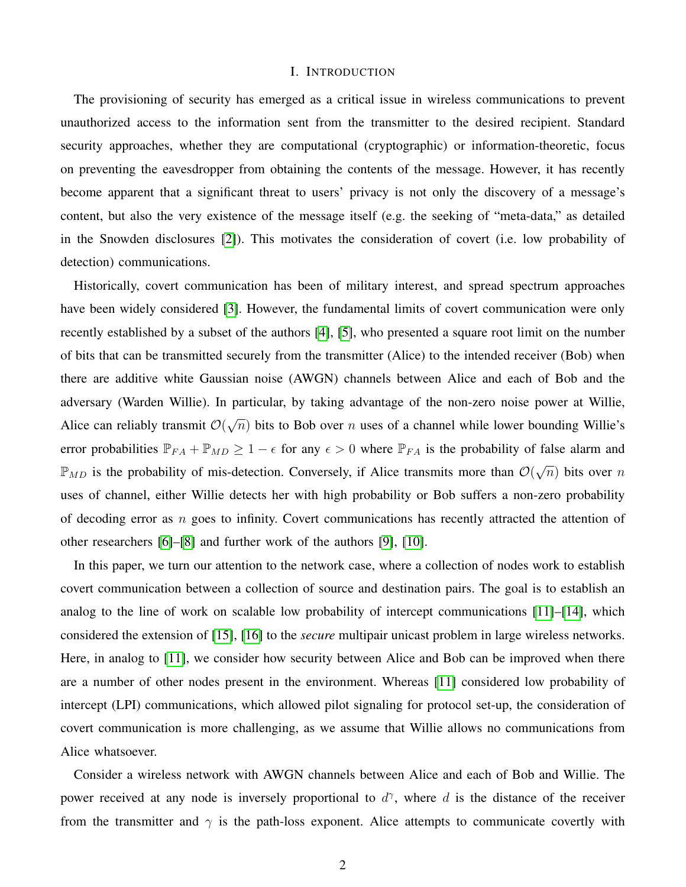# I. Introduction

The provisioning of security has emerged as a critical issue in wireless communications to prevent unauthorized access to the information sent from the transmitter to the desired recipient. Standard security approaches, whether they are computational (cryptographic) or information-theoretic, focus on preventing the eavesdropper from obtaining the contents of the message. However, it has recently become apparent that a significant threat to users' privacy is not only the discovery of a message's content, but also the very existence of the message itself (e.g. the seeking of "meta-data," as detailed in the Snowden disclosures [2]). This motivates the consideration of covert (i.e. low probability of detection) communications.

Historically, covert communication has been of military interest, and spread spectrum approaches have been widely considered [3]. However, the fundamental limits of covert communication were only recently established by a subset of the authors [4], [5], who presented a square root limit on the number of bits that can be transmitted securely from the transmitter (Alice) to the intended receiver (Bob) when there are additive white Gaussian noise (AWGN) channels between Alice and each of Bob and the adversary (Warden Willie). In particular, by taking advantage of the non-zero noise power at Willie, Alice can reliably transmit $\mathcal{O}(\sqrt{n})$ bits to Bob over $n$ uses of a channel while lower bounding Willie's error probabilities $\mathbb{P}_{FA} + \mathbb{P}_{MD} \geq 1 - \epsilon$ for any $\epsilon > 0$ where $\mathbb{P}_{FA}$ is the probability of false alarm and $\mathbb{P}_{MD}$ is the probability of mis-detection. Conversely, if Alice transmits more than $\mathcal{O}(\sqrt{n})$ bits over $n$ uses of channel, either Willie detects her with high probability or Bob suffers a non-zero probability of decoding error as $n$ goes to infinity. Covert communications has recently attracted the attention of other researchers [6]–[8] and further work of the authors [9], [10].

In this paper, we turn our attention to the network case, where a collection of nodes work to establish covert communication between a collection of source and destination pairs. The goal is to establish an analog to the line of work on scalable low probability of intercept communications [11]–[14], which considered the extension of [15], [16] to the *secure* multipair unicast problem in large wireless networks. Here, in analog to [11], we consider how security between Alice and Bob can be improved when there are a number of other nodes present in the environment. Whereas [11] considered low probability of intercept (LPI) communications, which allowed pilot signaling for protocol set-up, the consideration of covert communication is more challenging, as we assume that Willie allows no communications from Alice whatsoever.

Consider a wireless network with AWGN channels between Alice and each of Bob and Willie. The power received at any node is inversely proportional to $d^{\gamma}$, where $d$ is the distance of the receiver from the transmitter and $\gamma$ is the path-loss exponent. Alice attempts to communicate covertly with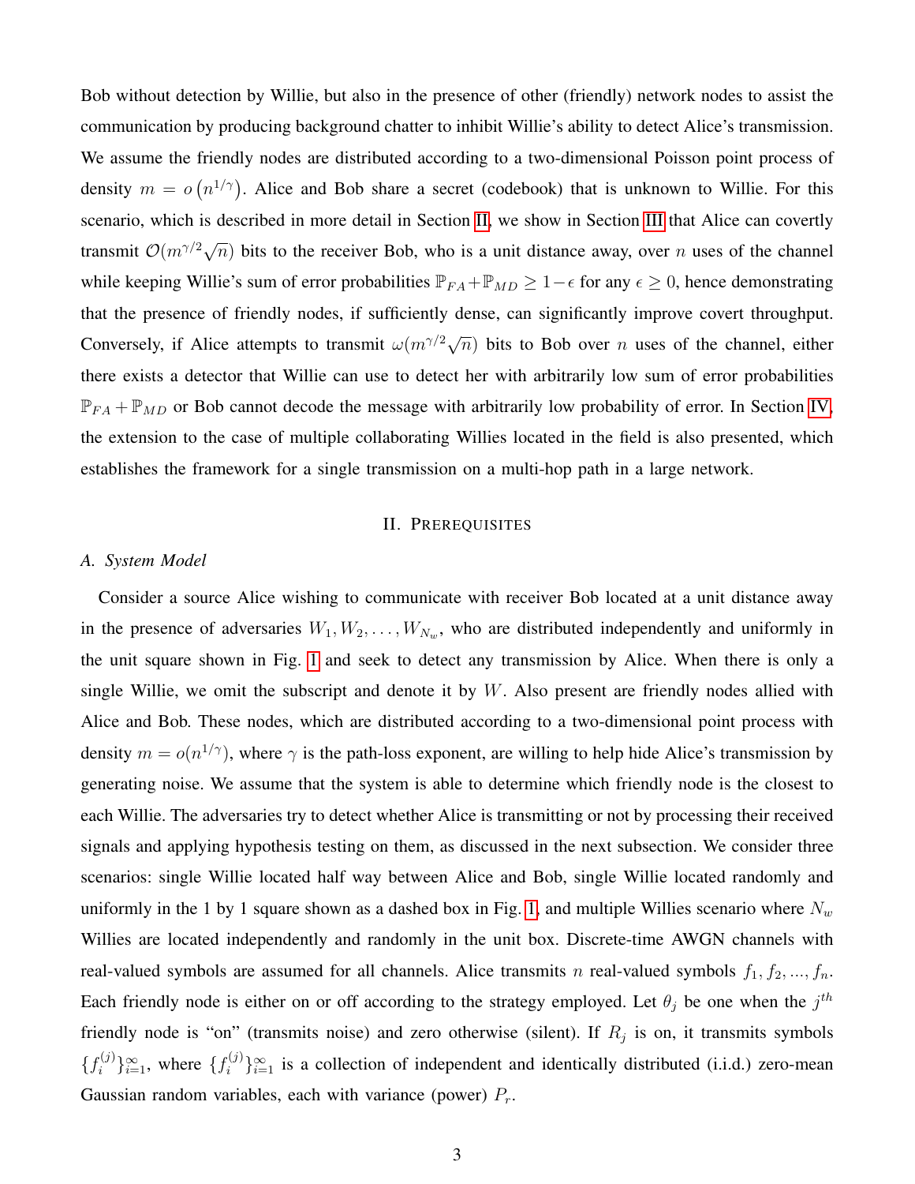Bob without detection by Willie, but also in the presence of other (friendly) network nodes to assist the communication by producing background chatter to inhibit Willie's ability to detect Alice's transmission. We assume the friendly nodes are distributed according to a two-dimensional Poisson point process of density $m = o\left(n^{1/\gamma}\right)$. Alice and Bob share a secret (codebook) that is unknown to Willie. For this scenario, which is described in more detail in Section II, we show in Section III that Alice can covertly transmit $\mathcal{O}(m^{\gamma/2}\sqrt{n})$ bits to the receiver Bob, who is a unit distance away, over $n$ uses of the channel while keeping Willie's sum of error probabilities $\mathbb{P}_{FA}+\mathbb{P}_{MD} \geq 1-\epsilon$ for any $\epsilon \geq 0$, hence demonstrating that the presence of friendly nodes, if sufficiently dense, can significantly improve covert throughput. Conversely, if Alice attempts to transmit $\omega(m^{\gamma/2}\sqrt{n})$ bits to Bob over $n$ uses of the channel, either there exists a detector that Willie can use to detect her with arbitrarily low sum of error probabilities $\mathbb{P}_{FA}+\mathbb{P}_{MD}$ or Bob cannot decode the message with arbitrarily low probability of error. In Section IV, the extension to the case of multiple collaborating Willies located in the field is also presented, which establishes the framework for a single transmission on a multi-hop path in a large network.

## II. Prerequisites

### A. System Model

Consider a source Alice wishing to communicate with receiver Bob located at a unit distance away in the presence of adversaries $W_1, W_2, \ldots, W_{N_w}$, who are distributed independently and uniformly in the unit square shown in Fig. 1 and seek to detect any transmission by Alice. When there is only a single Willie, we omit the subscript and denote it by $W$. Also present are friendly nodes allied with Alice and Bob. These nodes, which are distributed according to a two-dimensional point process with density $m = o(n^{1/\gamma})$, where $\gamma$ is the path-loss exponent, are willing to help hide Alice's transmission by generating noise. We assume that the system is able to determine which friendly node is the closest to each Willie. The adversaries try to detect whether Alice is transmitting or not by processing their received signals and applying hypothesis testing on them, as discussed in the next subsection. We consider three scenarios: single Willie located half way between Alice and Bob, single Willie located randomly and uniformly in the 1 by 1 square shown as a dashed box in Fig. 1, and multiple Willies scenario where $N_w$ Willies are located independently and randomly in the unit box. Discrete-time AWGN channels with real-valued symbols are assumed for all channels. Alice transmits $n$ real-valued symbols $f_1, f_2, ..., f_n$. Each friendly node is either on or off according to the strategy employed. Let $\theta_j$ be one when the $j^{th}$ friendly node is "on" (transmits noise) and zero otherwise (silent). If $R_j$ is on, it transmits symbols $\{f_i^{(j)}\}_{i=1}^{\infty}$, where $\{f_i^{(j)}\}_{i=1}^{\infty}$ is a collection of independent and identically distributed (i.i.d.) zero-mean Gaussian random variables, each with variance (power) $P_r$.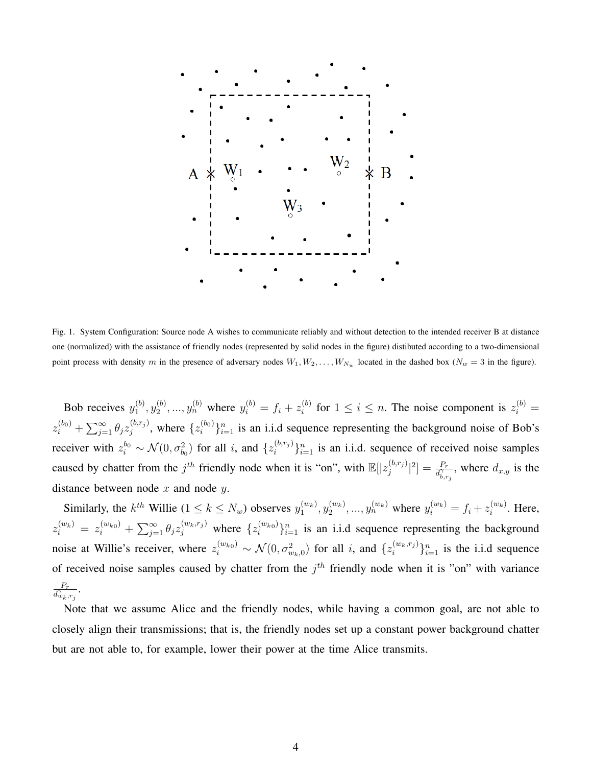Fig. 1. System Configuration: Source node A wishes to communicate reliably and without detection to the intended receiver B at distance one (normalized) with the assistance of friendly nodes (represented by solid nodes in the figure) distibuted according to a two-dimensional point process with density $m$ in the presence of adversary nodes $W_1, W_2, \ldots, W_{N_w}$ located in the dashed box ($N_w = 3$ in the figure).

Bob receives $y_1^{(b)}, y_2^{(b)}, ..., y_n^{(b)}$ where $y_i^{(b)} = f_i + z_i^{(b)}$ for $1 \leq i \leq n$. The noise component is $z_i^{(b)} = z_i^{(b_0)} + \sum_{j=1}^{\infty} \theta_j z_j^{(b,r_j)}$, where $\{z_i^{(b_0)}\}_{i=1}^{n}$ is an i.i.d sequence representing the background noise of Bob's receiver with $z_i^{b_0} \sim \mathcal{N}(0, \sigma_{b_0}^2)$ for all $i$, and $\{z_i^{(b,r_j)}\}_{i=1}^{n}$ is an i.i.d. sequence of received noise samples caused by chatter from the $j^{th}$ friendly node when it is "on", with $\mathbb{E}[|z_j^{(b,r_j)}|^2] = \frac{P_r}{d_{b,r_j}^{\gamma}}$, where $d_{x,y}$ is the distance between node $x$ and node $y$.

Similarly, the $k^{th}$ Willie ($1 \leq k \leq N_w$) observes $y_1^{(w_k)}, y_2^{(w_k)}, ..., y_n^{(w_k)}$ where $y_i^{(w_k)} = f_i + z_i^{(w_k)}$. Here, $z_i^{(w_k)} = z_i^{(w_{k0})} + \sum_{j=1}^{\infty} \theta_j z_i^{(w_k,r_j)}$ where $\{z_i^{(w_{k0})}\}_{i=1}^{n}$ is an i.i.d sequence representing the background noise at Willie's receiver, where $z_i^{(w_{k0})} \sim \mathcal{N}(0, \sigma_{w_k,0}^2)$ for all $i$, and $\{z_i^{(w_k,r_j)}\}_{i=1}^{n}$ is the i.i.d sequence of received noise samples caused by chatter from the $j^{th}$ friendly node when it is "on" with variance $\frac{P_r}{d_{w_k,r_j}^{\gamma}}$.

Note that we assume Alice and the friendly nodes, while having a common goal, are not able to closely align their transmissions; that is, the friendly nodes set up a constant power background chatter but are not able to, for example, lower their power at the time Alice transmits.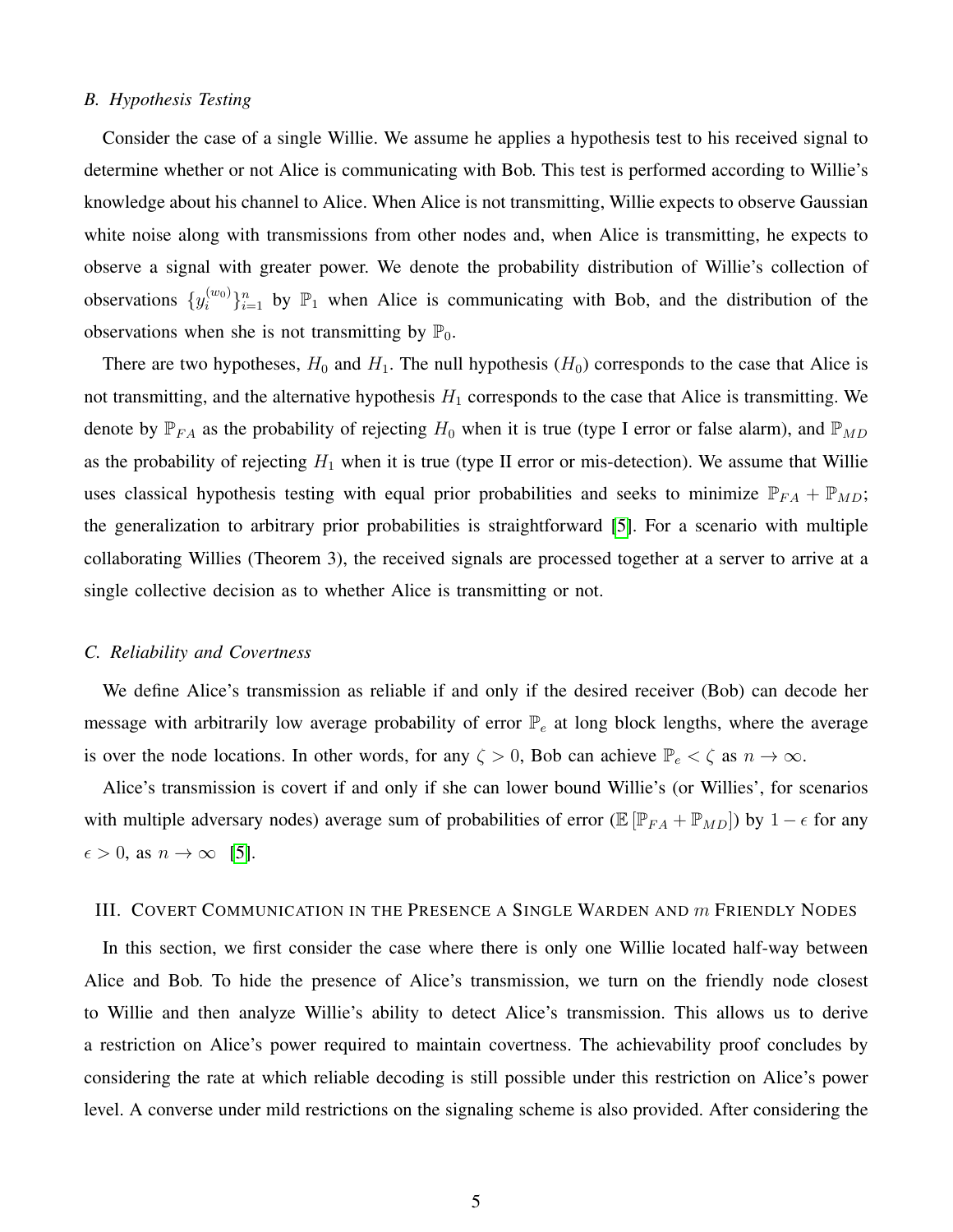### B. Hypothesis Testing

Consider the case of a single Willie. We assume he applies a hypothesis test to his received signal to determine whether or not Alice is communicating with Bob. This test is performed according to Willie's knowledge about his channel to Alice. When Alice is not transmitting, Willie expects to observe Gaussian white noise along with transmissions from other nodes and, when Alice is transmitting, he expects to observe a signal with greater power. We denote the probability distribution of Willie's collection of observations $\{y_i^{(w_0)}\}_{i=1}^n$ by $\mathbb{P}_1$ when Alice is communicating with Bob, and the distribution of the observations when she is not transmitting by $\mathbb{P}_0$.

There are two hypotheses, $H_0$ and $H_1$. The null hypothesis ($H_0$) corresponds to the case that Alice is not transmitting, and the alternative hypothesis $H_1$ corresponds to the case that Alice is transmitting. We denote by $\mathbb{P}_{FA}$ as the probability of rejecting $H_0$ when it is true (type I error or false alarm), and $\mathbb{P}_{MD}$ as the probability of rejecting $H_1$ when it is true (type II error or mis-detection). We assume that Willie uses classical hypothesis testing with equal prior probabilities and seeks to minimize $\mathbb{P}_{FA} + \mathbb{P}_{MD}$; the generalization to arbitrary prior probabilities is straightforward [5]. For a scenario with multiple collaborating Willies (Theorem 3), the received signals are processed together at a server to arrive at a single collective decision as to whether Alice is transmitting or not.

### C. Reliability and Covertness

We define Alice's transmission as reliable if and only if the desired receiver (Bob) can decode her message with arbitrarily low average probability of error $\mathbb{P}_e$ at long block lengths, where the average is over the node locations. In other words, for any $\zeta > 0$, Bob can achieve $\mathbb{P}_e < \zeta$ as $n \to \infty$.

Alice's transmission is covert if and only if she can lower bound Willie's (or Willies', for scenarios with multiple adversary nodes) average sum of probabilities of error ($\mathbb{E}\left[\mathbb{P}_{FA} + \mathbb{P}_{MD}\right]$) by $1 - \epsilon$ for any $\epsilon > 0$, as $n \to \infty$ [5].

## III. Covert Communication in the Presence a Single Warden and $m$ Friendly Nodes

In this section, we first consider the case where there is only one Willie located half-way between Alice and Bob. To hide the presence of Alice's transmission, we turn on the friendly node closest to Willie and then analyze Willie's ability to detect Alice's transmission. This allows us to derive a restriction on Alice's power required to maintain covertness. The achievability proof concludes by considering the rate at which reliable decoding is still possible under this restriction on Alice's power level. A converse under mild restrictions on the signaling scheme is also provided. After considering the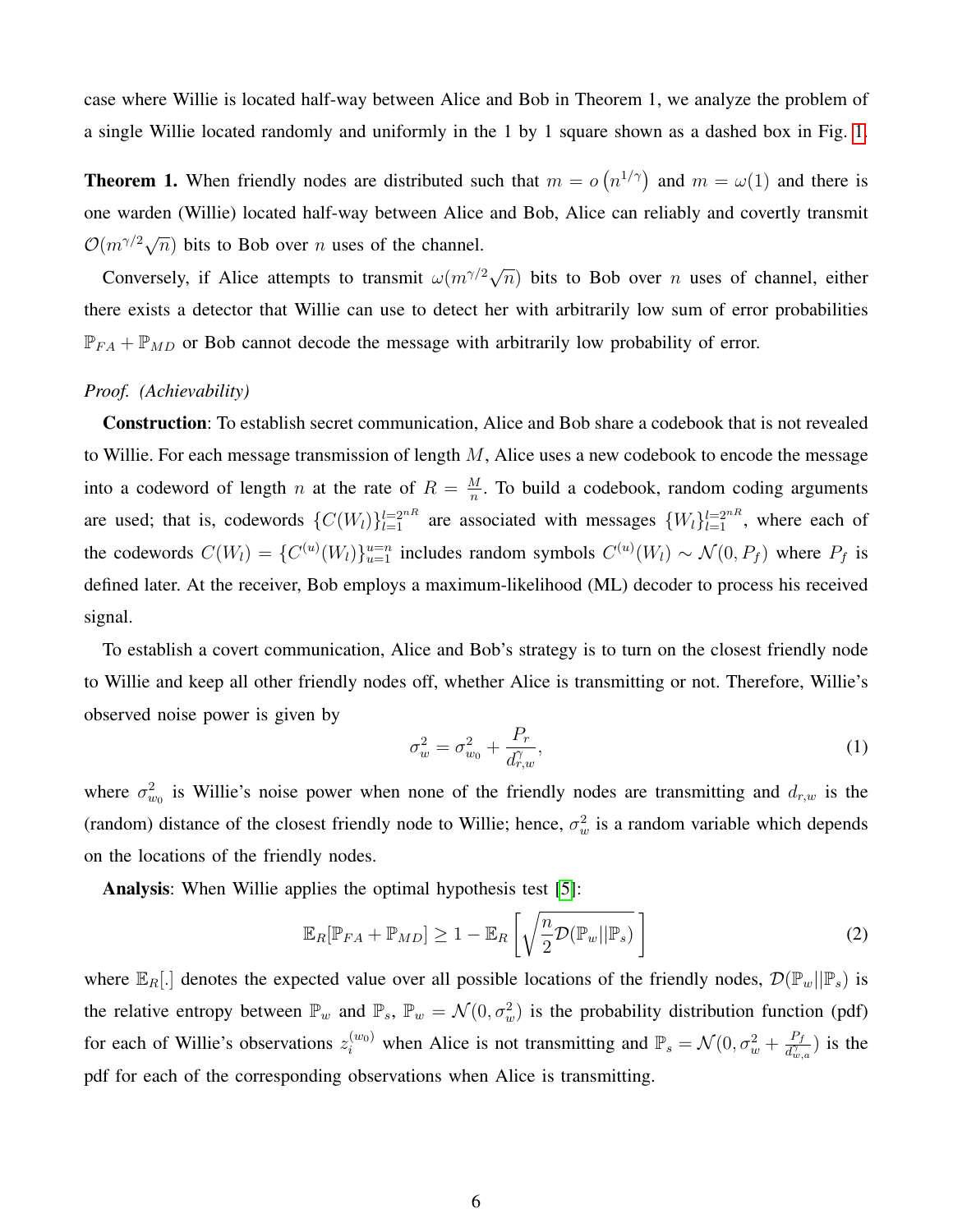case where Willie is located half-way between Alice and Bob in Theorem 1, we analyze the problem of a single Willie located randomly and uniformly in the 1 by 1 square shown as a dashed box in Fig. 1.

**Theorem 1.** When friendly nodes are distributed such that $m = o\left(n^{1/\gamma}\right)$ and $m = \omega(1)$ and there is one warden (Willie) located half-way between Alice and Bob, Alice can reliably and covertly transmit $\mathcal{O}(m^{\gamma/2}\sqrt{n})$ bits to Bob over $n$ uses of the channel.

Conversely, if Alice attempts to transmit $\omega(m^{\gamma/2}\sqrt{n})$ bits to Bob over $n$ uses of channel, either there exists a detector that Willie can use to detect her with arbitrarily low sum of error probabilities $\mathbb{P}_{FA} + \mathbb{P}_{MD}$ or Bob cannot decode the message with arbitrarily low probability of error.

*Proof. (Achievability)*

**Construction**: To establish secret communication, Alice and Bob share a codebook that is not revealed to Willie. For each message transmission of length $M$, Alice uses a new codebook to encode the message into a codeword of length $n$ at the rate of $R = \frac{M}{n}$. To build a codebook, random coding arguments are used; that is, codewords $\{C(W_l)\}_{l=1}^{l=2^{nR}}$ are associated with messages $\{W_l\}_{l=1}^{l=2^{nR}}$, where each of the codewords $C(W_l) = \{C^{(u)}(W_l)\}_{u=1}^{u=n}$ includes random symbols $C^{(u)}(W_l) \sim \mathcal{N}(0, P_f)$ where $P_f$ is defined later. At the receiver, Bob employs a maximum-likelihood (ML) decoder to process his received signal.

To establish a covert communication, Alice and Bob's strategy is to turn on the closest friendly node to Willie and keep all other friendly nodes off, whether Alice is transmitting or not. Therefore, Willie's observed noise power is given by

$$\sigma_w^2 = \sigma_{w_0}^2 + \frac{P_r}{d_{r,w}^{\gamma}}, \tag{1}$$

where $\sigma_{w_0}^2$ is Willie's noise power when none of the friendly nodes are transmitting and $d_{r,w}$ is the (random) distance of the closest friendly node to Willie; hence, $\sigma_w^2$ is a random variable which depends on the locations of the friendly nodes.

**Analysis**: When Willie applies the optimal hypothesis test [5]:

$$\mathbb{E}_R[\mathbb{P}_{FA} + \mathbb{P}_{MD}] \geq 1 - \mathbb{E}_R\left[\sqrt{\frac{n}{2}\mathcal{D}(\mathbb{P}_w||\mathbb{P}_s)}\right] \tag{2}$$

where $\mathbb{E}_R[.]$ denotes the expected value over all possible locations of the friendly nodes, $\mathcal{D}(\mathbb{P}_w||\mathbb{P}_s)$ is the relative entropy between $\mathbb{P}_w$ and $\mathbb{P}_s$, $\mathbb{P}_w = \mathcal{N}(0, \sigma_w^2)$ is the probability distribution function (pdf) for each of Willie's observations $z_i^{(w_0)}$ when Alice is not transmitting and $\mathbb{P}_s = \mathcal{N}(0, \sigma_w^2 + \frac{P_f}{d_{w,a}^{\gamma}})$ is the pdf for each of the corresponding observations when Alice is transmitting.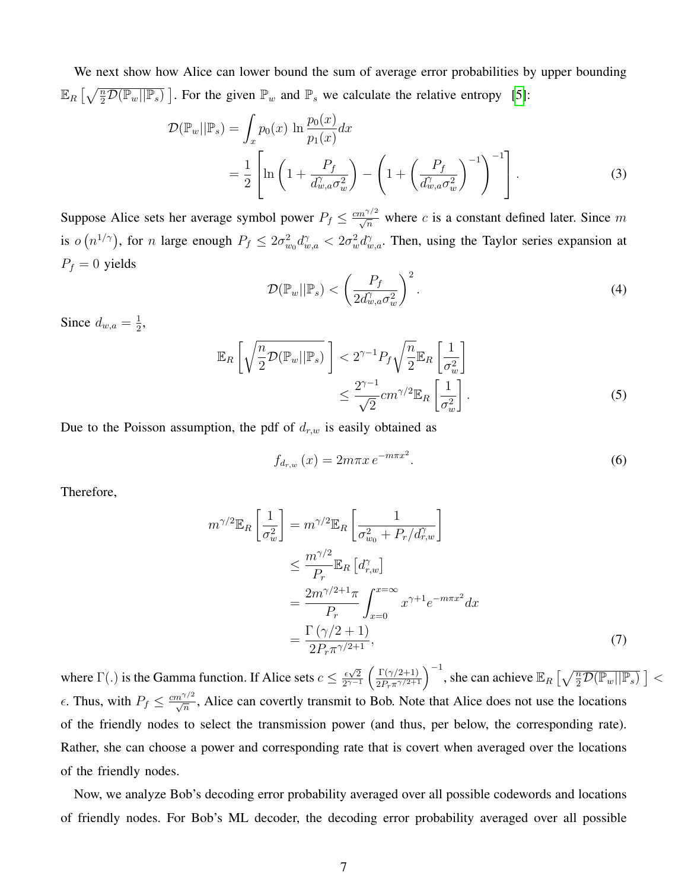We next show how Alice can lower bound the sum of average error probabilities by upper bounding $\mathbb{E}_R\left[\sqrt{\frac{n}{2}\mathcal{D}(\mathbb{P}_w||\mathbb{P}_s)}\,\right]$. For the given $\mathbb{P}_w$ and $\mathbb{P}_s$ we calculate the relative entropy [5]:

$$
\begin{aligned}
\mathcal{D}(\mathbb{P}_w||\mathbb{P}_s) &= \int_x p_0(x)\,\ln\frac{p_0(x)}{p_1(x)}dx \\
&= \frac{1}{2}\left[\ln\left(1+\frac{P_f}{d_{w,a}^{\gamma}\sigma_w^2}\right)-\left(1+\left(\frac{P_f}{d_{w,a}^{\gamma}\sigma_w^2}\right)^{-1}\right)^{-1}\right].
\end{aligned}
\tag{3}
$$

Suppose Alice sets her average symbol power $P_f \leq \frac{cm^{\gamma/2}}{\sqrt{n}}$ where $c$ is a constant defined later. Since $m$ is $o\left(n^{1/\gamma}\right)$, for $n$ large enough $P_f \leq 2\sigma_{w_0}^2 d_{w,a}^{\gamma} < 2\sigma_w^2 d_{w,a}^{\gamma}$. Then, using the Taylor series expansion at $P_f = 0$ yields

$$
\mathcal{D}(\mathbb{P}_w||\mathbb{P}_s) < \left(\frac{P_f}{2d_{w,a}^{\gamma}\sigma_w^2}\right)^2. \tag{4}
$$

Since $d_{w,a} = \frac{1}{2}$,

$$
\begin{aligned}
\mathbb{E}_R\left[\sqrt{\frac{n}{2}\mathcal{D}(\mathbb{P}_w||\mathbb{P}_s)}\,\right] &< 2^{\gamma-1}P_f\sqrt{\frac{n}{2}}\mathbb{E}_R\left[\frac{1}{\sigma_w^2}\right] \\
&\leq \frac{2^{\gamma-1}}{\sqrt{2}}cm^{\gamma/2}\mathbb{E}_R\left[\frac{1}{\sigma_w^2}\right].
\end{aligned}
\tag{5}
$$

Due to the Poisson assumption, the pdf of $d_{r,w}$ is easily obtained as

$$
f_{d_{r,w}}(x) = 2m\pi x\, e^{-m\pi x^2}. \tag{6}
$$

Therefore,

$$
\begin{aligned}
m^{\gamma/2}\mathbb{E}_R\left[\frac{1}{\sigma_w^2}\right] &= m^{\gamma/2}\mathbb{E}_R\left[\frac{1}{\sigma_{w_0}^2 + P_r/d_{r,w}^{\gamma}}\right] \\
&\leq \frac{m^{\gamma/2}}{P_r}\mathbb{E}_R\left[d_{r,w}^{\gamma}\right] \\
&= \frac{2m^{\gamma/2+1}\pi}{P_r}\int_{x=0}^{x=\infty} x^{\gamma+1}e^{-m\pi x^2}dx \\
&= \frac{\Gamma\left(\gamma/2+1\right)}{2P_r\pi^{\gamma/2+1}},
\end{aligned}
\tag{7}
$$

where $\Gamma(.)$ is the Gamma function. If Alice sets $c \leq \frac{\epsilon\sqrt{2}}{2^{\gamma-1}}\left(\frac{\Gamma(\gamma/2+1)}{2P_r\pi^{\gamma/2+1}}\right)^{-1}$, she can achieve $\mathbb{E}_R\left[\sqrt{\frac{n}{2}\mathcal{D}(\mathbb{P}_w||\mathbb{P}_s)}\,\right] < \epsilon$. Thus, with $P_f \leq \frac{cm^{\gamma/2}}{\sqrt{n}}$, Alice can covertly transmit to Bob. Note that Alice does not use the locations of the friendly nodes to select the transmission power (and thus, per below, the corresponding rate). Rather, she can choose a power and corresponding rate that is covert when averaged over the locations of the friendly nodes.

Now, we analyze Bob's decoding error probability averaged over all possible codewords and locations of friendly nodes. For Bob's ML decoder, the decoding error probability averaged over all possible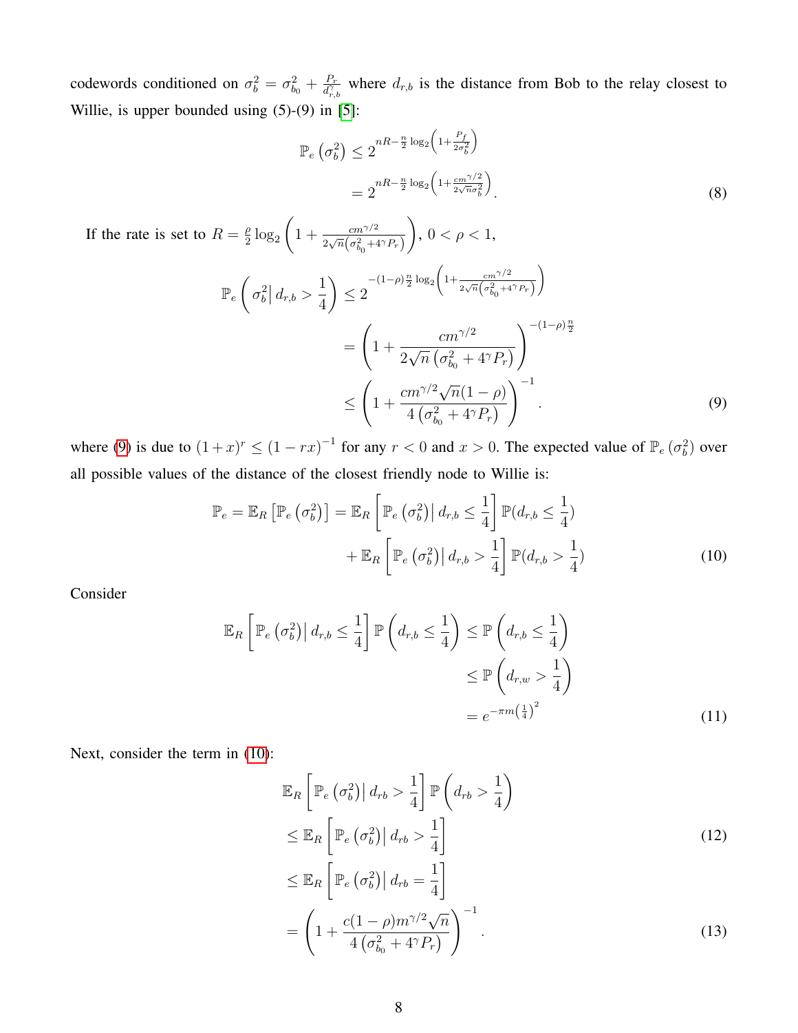codewords conditioned on $\sigma_b^2 = \sigma_{b_0}^2 + \frac{P_r}{d_{r,b}^\gamma}$ where $d_{r,b}$ is the distance from Bob to the relay closest to Willie, is upper bounded using (5)-(9) in [5]:

$$
\begin{aligned}
\mathbb{P}_e\left(\sigma_b^2\right) &\leq 2^{nR - \frac{n}{2}\log_2\left(1+\frac{P_f}{2\sigma_b^2}\right)} \\
&= 2^{nR - \frac{n}{2}\log_2\left(1+\frac{cm^{\gamma/2}}{2\sqrt{n}\sigma_b^2}\right)}.
\end{aligned} \tag{8}
$$

If the rate is set to $R = \frac{\rho}{2}\log_2\left(1 + \frac{cm^{\gamma/2}}{2\sqrt{n}\left(\sigma_{b_0}^2 + 4^\gamma P_r\right)}\right)$, $0 < \rho < 1$,

$$
\begin{aligned}
\mathbb{P}_e\left(\sigma_b^2 \middle| d_{r,b} > \frac{1}{4}\right) &\leq 2^{-(1-\rho)\frac{n}{2}\log_2\left(1+\frac{cm^{\gamma/2}}{2\sqrt{n}\left(\sigma_{b_0}^2+4^\gamma P_r\right)}\right)} \\
&= \left(1 + \frac{cm^{\gamma/2}}{2\sqrt{n}\left(\sigma_{b_0}^2 + 4^\gamma P_r\right)}\right)^{-(1-\rho)\frac{n}{2}} \\
&\leq \left(1 + \frac{cm^{\gamma/2}\sqrt{n}(1-\rho)}{4\left(\sigma_{b_0}^2 + 4^\gamma P_r\right)}\right)^{-1}.
\end{aligned} \tag{9}
$$

where (9) is due to $(1+x)^r \leq (1-rx)^{-1}$ for any $r < 0$ and $x > 0$. The expected value of $\mathbb{P}_e\left(\sigma_b^2\right)$ over all possible values of the distance of the closest friendly node to Willie is:

$$
\begin{aligned}
\mathbb{P}_e = \mathbb{E}_R\left[\mathbb{P}_e\left(\sigma_b^2\right)\right] = \mathbb{E}_R&\left[\mathbb{P}_e\left(\sigma_b^2\right)\middle| d_{r,b} \leq \frac{1}{4}\right]\mathbb{P}(d_{r,b} \leq \frac{1}{4}) \\
&+ \mathbb{E}_R\left[\mathbb{P}_e\left(\sigma_b^2\right)\middle| d_{r,b} > \frac{1}{4}\right]\mathbb{P}(d_{r,b} > \frac{1}{4})
\end{aligned} \tag{10}
$$

Consider

$$
\begin{aligned}
\mathbb{E}_R\left[\mathbb{P}_e\left(\sigma_b^2\right)\middle| d_{r,b} \leq \frac{1}{4}\right]\mathbb{P}\left(d_{r,b} \leq \frac{1}{4}\right) &\leq \mathbb{P}\left(d_{r,b} \leq \frac{1}{4}\right) \\
&\leq \mathbb{P}\left(d_{r,w} > \frac{1}{4}\right) \\
&= e^{-\pi m\left(\frac{1}{4}\right)^2}
\end{aligned} \tag{11}
$$

Next, consider the term in (10):

$$
\begin{aligned}
&\mathbb{E}_R\left[\mathbb{P}_e\left(\sigma_b^2\right)\middle| d_{rb} > \frac{1}{4}\right]\mathbb{P}\left(d_{rb} > \frac{1}{4}\right) \\
&\leq \mathbb{E}_R\left[\mathbb{P}_e\left(\sigma_b^2\right)\middle| d_{rb} > \frac{1}{4}\right] \qquad (12) \\
&\leq \mathbb{E}_R\left[\mathbb{P}_e\left(\sigma_b^2\right)\middle| d_{rb} = \frac{1}{4}\right] \\
&= \left(1 + \frac{c(1-\rho)m^{\gamma/2}\sqrt{n}}{4\left(\sigma_{b_0}^2 + 4^\gamma P_r\right)}\right)^{-1}. \qquad (13)
\end{aligned}
$$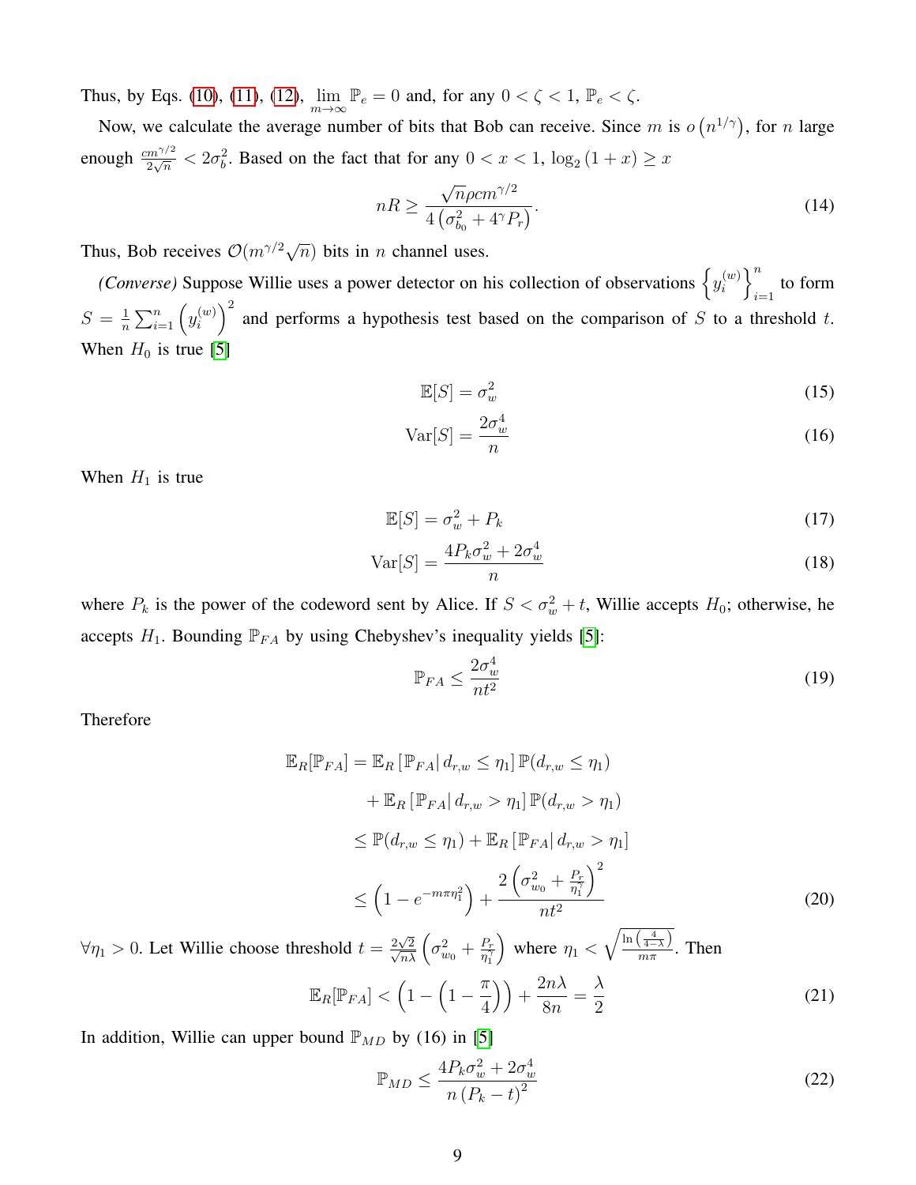Thus, by Eqs. (10), (11), (12), $\lim_{m\to\infty} \mathbb{P}_e = 0$ and, for any $0 < \zeta < 1$, $\mathbb{P}_e < \zeta$.

Now, we calculate the average number of bits that Bob can receive. Since $m$ is $o\left(n^{1/\gamma}\right)$, for $n$ large enough $\frac{cm^{\gamma/2}}{2\sqrt{n}} < 2\sigma_b^2$. Based on the fact that for any $0 < x < 1$, $\log_2(1+x) \geq x$

$$nR \geq \frac{\sqrt{n}\rho c m^{\gamma/2}}{4\left(\sigma_{b_0}^2 + 4^{\gamma} P_r\right)}. \tag{14}$$

Thus, Bob receives $\mathcal{O}(m^{\gamma/2}\sqrt{n})$ bits in $n$ channel uses.

*(Converse)* Suppose Willie uses a power detector on his collection of observations $\left\{y_i^{(w)}\right\}_{i=1}^{n}$ to form $S = \frac{1}{n}\sum_{i=1}^{n}\left(y_i^{(w)}\right)^2$ and performs a hypothesis test based on the comparison of $S$ to a threshold $t$. When $H_0$ is true [5]

$$\mathbb{E}[S] = \sigma_w^2 \tag{15}$$

$$\mathrm{Var}[S] = \frac{2\sigma_w^4}{n} \tag{16}$$

When $H_1$ is true

$$\mathbb{E}[S] = \sigma_w^2 + P_k \tag{17}$$

$$\mathrm{Var}[S] = \frac{4P_k\sigma_w^2 + 2\sigma_w^4}{n} \tag{18}$$

where $P_k$ is the power of the codeword sent by Alice. If $S < \sigma_w^2 + t$, Willie accepts $H_0$; otherwise, he accepts $H_1$. Bounding $\mathbb{P}_{FA}$ by using Chebyshev's inequality yields [5]:

$$\mathbb{P}_{FA} \leq \frac{2\sigma_w^4}{nt^2} \tag{19}$$

Therefore

$$\begin{aligned}
\mathbb{E}_R[\mathbb{P}_{FA}] &= \mathbb{E}_R\left[\mathbb{P}_{FA}\middle|\, d_{r,w} \leq \eta_1\right]\mathbb{P}(d_{r,w} \leq \eta_1) \\
&\quad + \mathbb{E}_R\left[\mathbb{P}_{FA}\middle|\, d_{r,w} > \eta_1\right]\mathbb{P}(d_{r,w} > \eta_1) \\
&\leq \mathbb{P}(d_{r,w} \leq \eta_1) + \mathbb{E}_R\left[\mathbb{P}_{FA}\middle|\, d_{r,w} > \eta_1\right] \\
&\leq \left(1 - e^{-m\pi\eta_1^2}\right) + \frac{2\left(\sigma_{w_0}^2 + \frac{P_r}{\eta_1^{\gamma}}\right)^2}{nt^2}
\end{aligned} \tag{20}$$

$\forall \eta_1 > 0$. Let Willie choose threshold $t = \frac{2\sqrt{2}}{\sqrt{n\lambda}}\left(\sigma_{w_0}^2 + \frac{P_r}{\eta_1^{\gamma}}\right)$ where $\eta_1 < \sqrt{\frac{\ln\left(\frac{4}{4-\lambda}\right)}{m\pi}}$. Then

$$\mathbb{E}_R[\mathbb{P}_{FA}] < \left(1 - \left(1 - \frac{\pi}{4}\right)\right) + \frac{2n\lambda}{8n} = \frac{\lambda}{2} \tag{21}$$

In addition, Willie can upper bound $\mathbb{P}_{MD}$ by (16) in [5]

$$\mathbb{P}_{MD} \leq \frac{4P_k\sigma_w^2 + 2\sigma_w^4}{n\left(P_k - t\right)^2} \tag{22}$$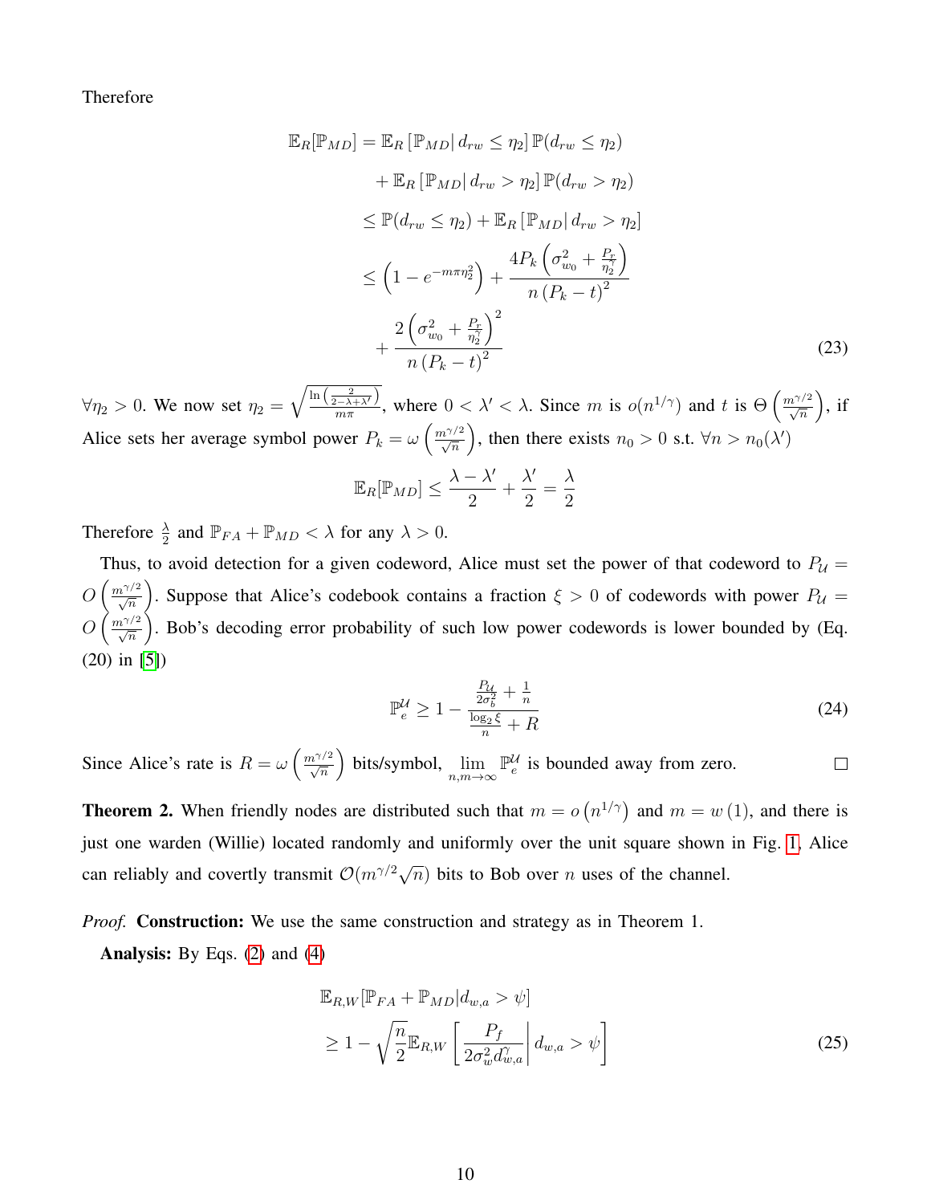Therefore

$$
\begin{aligned}
\mathbb{E}_R[\mathbb{P}_{MD}] &= \mathbb{E}_R\left[\mathbb{P}_{MD}\middle|\, d_{rw} \leq \eta_2\right]\mathbb{P}(d_{rw} \leq \eta_2) \\
&\quad + \mathbb{E}_R\left[\mathbb{P}_{MD}\middle|\, d_{rw} > \eta_2\right]\mathbb{P}(d_{rw} > \eta_2) \\
&\leq \mathbb{P}(d_{rw} \leq \eta_2) + \mathbb{E}_R\left[\mathbb{P}_{MD}\middle|\, d_{rw} > \eta_2\right] \\
&\leq \left(1 - e^{-m\pi\eta_2^2}\right) + \frac{4P_k\left(\sigma_{w_0}^2 + \frac{P_r}{\eta_2^\gamma}\right)}{n\left(P_k - t\right)^2} \\
&\quad + \frac{2\left(\sigma_{w_0}^2 + \frac{P_r}{\eta_2^\gamma}\right)^2}{n\left(P_k - t\right)^2}
\end{aligned} \tag{23}
$$

$\forall \eta_2 > 0$. We now set $\eta_2 = \sqrt{\frac{\ln\left(\frac{2}{2-\lambda+\lambda'}\right)}{m\pi}}$, where $0 < \lambda' < \lambda$. Since $m$ is $o(n^{1/\gamma})$ and $t$ is $\Theta\left(\frac{m^{\gamma/2}}{\sqrt{n}}\right)$, if Alice sets her average symbol power $P_k = \omega\left(\frac{m^{\gamma/2}}{\sqrt{n}}\right)$, then there exists $n_0 > 0$ s.t. $\forall n > n_0(\lambda')$

$$
\mathbb{E}_R[\mathbb{P}_{MD}] \leq \frac{\lambda - \lambda'}{2} + \frac{\lambda'}{2} = \frac{\lambda}{2}
$$

Therefore $\frac{\lambda}{2}$ and $\mathbb{P}_{FA} + \mathbb{P}_{MD} < \lambda$ for any $\lambda > 0$.

Thus, to avoid detection for a given codeword, Alice must set the power of that codeword to $P_{\mathcal{U}} = O\left(\frac{m^{\gamma/2}}{\sqrt{n}}\right)$. Suppose that Alice's codebook contains a fraction $\xi > 0$ of codewords with power $P_{\mathcal{U}} = O\left(\frac{m^{\gamma/2}}{\sqrt{n}}\right)$. Bob's decoding error probability of such low power codewords is lower bounded by (Eq. (20) in [5])

$$
\mathbb{P}_e^{\mathcal{U}} \geq 1 - \frac{\frac{P_{\mathcal{U}}}{2\sigma_b^2} + \frac{1}{n}}{\frac{\log_2 \xi}{n} + R} \tag{24}
$$

Since Alice's rate is $R = \omega\left(\frac{m^{\gamma/2}}{\sqrt{n}}\right)$ bits/symbol, $\lim\limits_{n,m\to\infty} \mathbb{P}_e^{\mathcal{U}}$ is bounded away from zero. □

**Theorem 2.** When friendly nodes are distributed such that $m = o\left(n^{1/\gamma}\right)$ and $m = w\left(1\right)$, and there is just one warden (Willie) located randomly and uniformly over the unit square shown in Fig. 1, Alice can reliably and covertly transmit $\mathcal{O}(m^{\gamma/2}\sqrt{n})$ bits to Bob over $n$ uses of the channel.

*Proof.* **Construction:** We use the same construction and strategy as in Theorem 1.

**Analysis:** By Eqs. (2) and (4)

$$
\begin{aligned}
&\mathbb{E}_{R,W}[\mathbb{P}_{FA} + \mathbb{P}_{MD} | d_{w,a} > \psi] \\
&\geq 1 - \sqrt{\frac{n}{2}}\mathbb{E}_{R,W}\left[\frac{P_f}{2\sigma_w^2 d_{w,a}^\gamma}\middle|\, d_{w,a} > \psi\right]
\end{aligned} \tag{25}
$$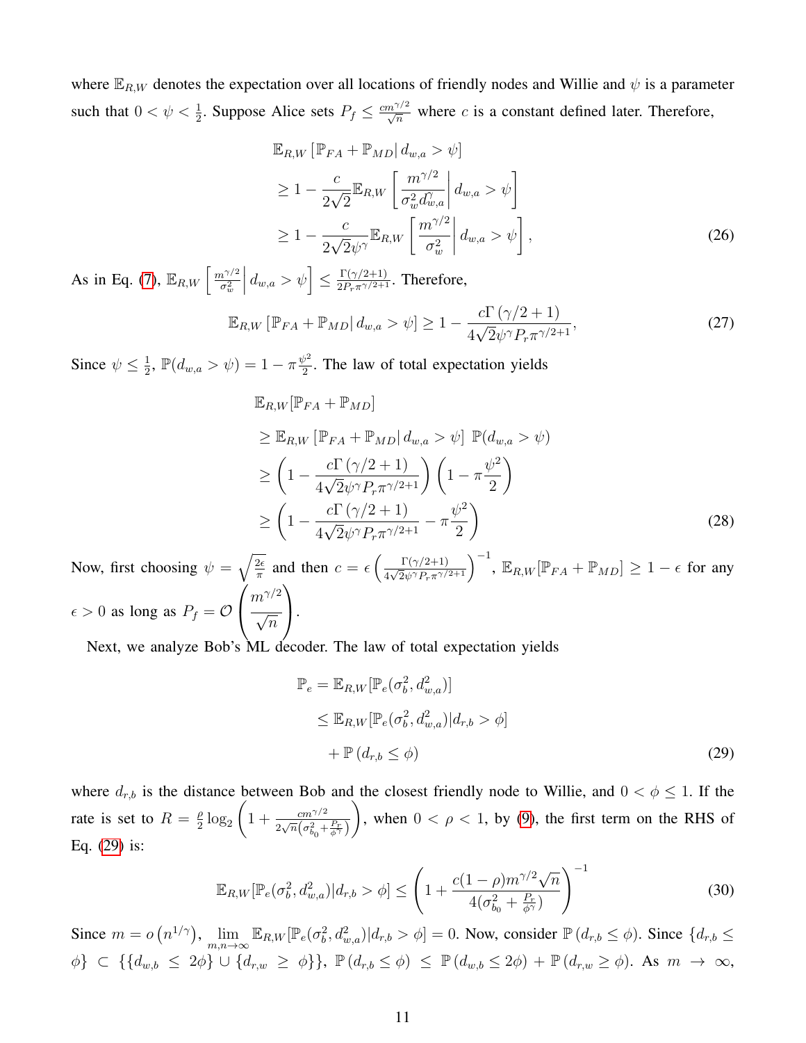where $\mathbb{E}_{R,W}$ denotes the expectation over all locations of friendly nodes and Willie and $\psi$ is a parameter such that $0 < \psi < \frac{1}{2}$. Suppose Alice sets $P_f \leq \frac{cm^{\gamma/2}}{\sqrt{n}}$ where $c$ is a constant defined later. Therefore,

$$
\begin{aligned}
&\mathbb{E}_{R,W}\left[\mathbb{P}_{FA} + \mathbb{P}_{MD}\middle|\, d_{w,a} > \psi\right] \\
&\geq 1 - \frac{c}{2\sqrt{2}}\mathbb{E}_{R,W}\left[\frac{m^{\gamma/2}}{\sigma_w^2 d_{w,a}^{\gamma}}\middle|\, d_{w,a} > \psi\right] \\
&\geq 1 - \frac{c}{2\sqrt{2}\psi^{\gamma}}\mathbb{E}_{R,W}\left[\frac{m^{\gamma/2}}{\sigma_w^2}\middle|\, d_{w,a} > \psi\right],
\end{aligned} \tag{26}
$$

As in Eq. (7), $\mathbb{E}_{R,W}\left[\frac{m^{\gamma/2}}{\sigma_w^2}\middle|\, d_{w,a} > \psi\right] \leq \frac{\Gamma(\gamma/2+1)}{2P_r\pi^{\gamma/2+1}}$. Therefore,

$$
\mathbb{E}_{R,W}\left[\mathbb{P}_{FA} + \mathbb{P}_{MD}\middle|\, d_{w,a} > \psi\right] \geq 1 - \frac{c\Gamma\left(\gamma/2+1\right)}{4\sqrt{2}\psi^{\gamma}P_r\pi^{\gamma/2+1}}, \tag{27}
$$

Since $\psi \leq \frac{1}{2}$, $\mathbb{P}(d_{w,a} > \psi) = 1 - \pi\frac{\psi^2}{2}$. The law of total expectation yields

$$
\begin{aligned}
&\mathbb{E}_{R,W}[\mathbb{P}_{FA} + \mathbb{P}_{MD}] \\
&\geq \mathbb{E}_{R,W}\left[\mathbb{P}_{FA} + \mathbb{P}_{MD}\middle|\, d_{w,a} > \psi\right]\ \mathbb{P}(d_{w,a} > \psi) \\
&\geq \left(1 - \frac{c\Gamma\left(\gamma/2+1\right)}{4\sqrt{2}\psi^{\gamma}P_r\pi^{\gamma/2+1}}\right)\left(1 - \pi\frac{\psi^2}{2}\right) \\
&\geq \left(1 - \frac{c\Gamma\left(\gamma/2+1\right)}{4\sqrt{2}\psi^{\gamma}P_r\pi^{\gamma/2+1}} - \pi\frac{\psi^2}{2}\right)
\end{aligned} \tag{28}
$$

Now, first choosing $\psi = \sqrt{\frac{2\epsilon}{\pi}}$ and then $c = \epsilon\left(\frac{\Gamma(\gamma/2+1)}{4\sqrt{2}\psi^{\gamma}P_r\pi^{\gamma/2+1}}\right)^{-1}$, $\mathbb{E}_{R,W}[\mathbb{P}_{FA} + \mathbb{P}_{MD}] \geq 1 - \epsilon$ for any $\epsilon > 0$ as long as $P_f = \mathcal{O}\left(\dfrac{m^{\gamma/2}}{\sqrt{n}}\right)$.

Next, we analyze Bob's ML decoder. The law of total expectation yields

$$
\begin{aligned}
\mathbb{P}_e &= \mathbb{E}_{R,W}[\mathbb{P}_e(\sigma_b^2, d_{w,a}^2)] \\
&\leq \mathbb{E}_{R,W}[\mathbb{P}_e(\sigma_b^2, d_{w,a}^2)|d_{r,b} > \phi] \\
&\quad + \mathbb{P}\left(d_{r,b} \leq \phi\right)
\end{aligned} \tag{29}
$$

where $d_{r,b}$ is the distance between Bob and the closest friendly node to Willie, and $0 < \phi \leq 1$. If the rate is set to $R = \frac{\rho}{2}\log_2\left(1 + \frac{cm^{\gamma/2}}{2\sqrt{n}\left(\sigma_{b_0}^2 + \frac{P_r}{\phi^{\gamma}}\right)}\right)$, when $0 < \rho < 1$, by (9), the first term on the RHS of Eq. (29) is:

$$
\mathbb{E}_{R,W}[\mathbb{P}_e(\sigma_b^2, d_{w,a}^2)|d_{r,b} > \phi] \leq \left(1 + \frac{c(1-\rho)m^{\gamma/2}\sqrt{n}}{4(\sigma_{b_0}^2 + \frac{P_r}{\phi^{\gamma}})}\right)^{-1} \tag{30}
$$

Since $m = o\left(n^{1/\gamma}\right)$, $\lim_{m,n\to\infty}\mathbb{E}_{R,W}[\mathbb{P}_e(\sigma_b^2, d_{w,a}^2)|d_{r,b} > \phi] = 0$. Now, consider $\mathbb{P}\left(d_{r,b} \leq \phi\right)$. Since $\{d_{r,b} \leq \phi\} \subset \{\{d_{w,b} \leq 2\phi\} \cup \{d_{r,w} \geq \phi\}\}$, $\mathbb{P}\left(d_{r,b} \leq \phi\right) \leq \mathbb{P}\left(d_{w,b} \leq 2\phi\right) + \mathbb{P}\left(d_{r,w} \geq \phi\right)$. As $m \to \infty$,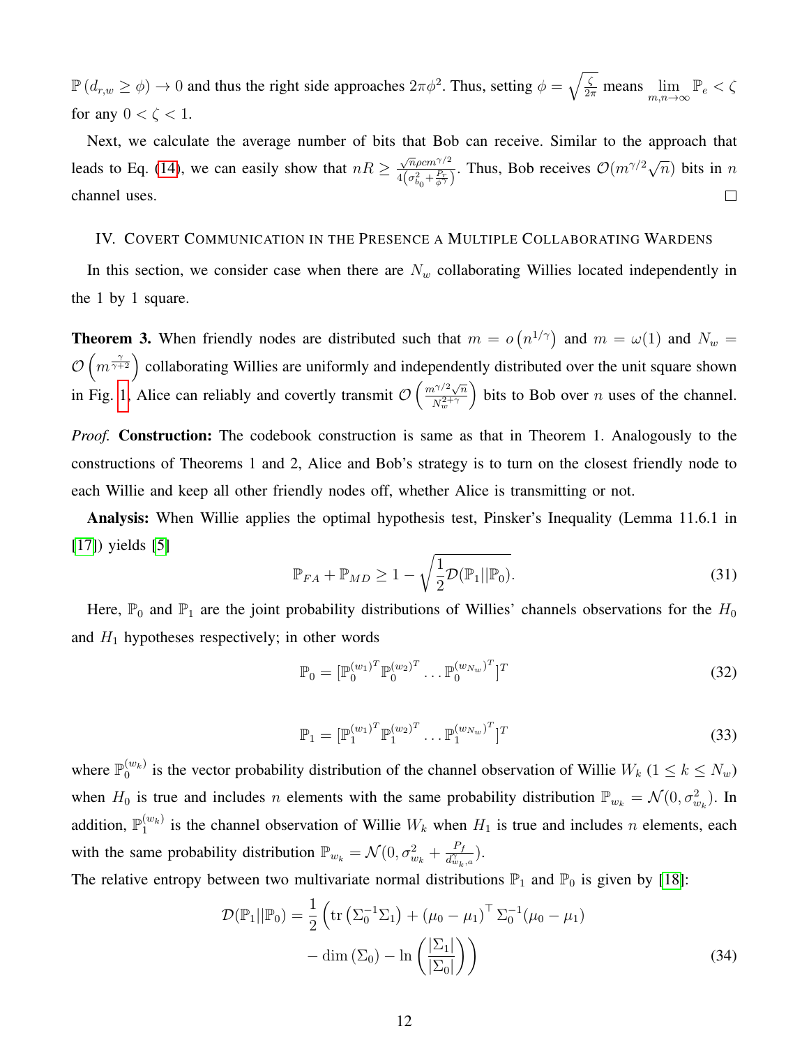$\mathbb{P}\left(d_{r,w} \geq \phi\right) \to 0$ and thus the right side approaches $2\pi\phi^2$. Thus, setting $\phi = \sqrt{\frac{\zeta}{2\pi}}$ means $\lim\limits_{m,n\to\infty} \mathbb{P}_e < \zeta$ for any $0 < \zeta < 1$.

Next, we calculate the average number of bits that Bob can receive. Similar to the approach that leads to Eq. (14), we can easily show that $nR \geq \frac{\sqrt{n}\rho c m^{\gamma/2}}{4\left(\sigma_{b_0}^2 + \frac{P_r}{\phi^\gamma}\right)}$. Thus, Bob receives $\mathcal{O}(m^{\gamma/2}\sqrt{n})$ bits in $n$ channel uses. ☐

## IV. Covert Communication in the Presence a Multiple Collaborating Wardens

In this section, we consider case when there are $N_w$ collaborating Willies located independently in the 1 by 1 square.

**Theorem 3.** When friendly nodes are distributed such that $m = o\left(n^{1/\gamma}\right)$ and $m = \omega(1)$ and $N_w = \mathcal{O}\left(m^{\frac{\gamma}{\gamma+2}}\right)$ collaborating Willies are uniformly and independently distributed over the unit square shown in Fig. 1, Alice can reliably and covertly transmit $\mathcal{O}\left(\frac{m^{\gamma/2}\sqrt{n}}{N_w^{2+\gamma}}\right)$ bits to Bob over $n$ uses of the channel.

*Proof.* **Construction:** The codebook construction is same as that in Theorem 1. Analogously to the constructions of Theorems 1 and 2, Alice and Bob's strategy is to turn on the closest friendly node to each Willie and keep all other friendly nodes off, whether Alice is transmitting or not.

**Analysis:** When Willie applies the optimal hypothesis test, Pinsker's Inequality (Lemma 11.6.1 in [17]) yields [5]

$$\mathbb{P}_{FA} + \mathbb{P}_{MD} \geq 1 - \sqrt{\frac{1}{2}\mathcal{D}(\mathbb{P}_1||\mathbb{P}_0)}. \tag{31}$$

Here, $\mathbb{P}_0$ and $\mathbb{P}_1$ are the joint probability distributions of Willies' channels observations for the $H_0$ and $H_1$ hypotheses respectively; in other words

$$\mathbb{P}_0 = [\mathbb{P}_0^{(w_1)^T} \mathbb{P}_0^{(w_2)^T} \dots \mathbb{P}_0^{(w_{N_w})^T}]^T \tag{32}$$

$$\mathbb{P}_1 = [\mathbb{P}_1^{(w_1)^T} \mathbb{P}_1^{(w_2)^T} \dots \mathbb{P}_1^{(w_{N_w})^T}]^T \tag{33}$$

where $\mathbb{P}_0^{(w_k)}$ is the vector probability distribution of the channel observation of Willie $W_k$ ($1 \leq k \leq N_w$) when $H_0$ is true and includes $n$ elements with the same probability distribution $\mathbb{P}_{w_k} = \mathcal{N}(0, \sigma_{w_k}^2)$. In addition, $\mathbb{P}_1^{(w_k)}$ is the channel observation of Willie $W_k$ when $H_1$ is true and includes $n$ elements, each with the same probability distribution $\mathbb{P}_{w_k} = \mathcal{N}(0, \sigma_{w_k}^2 + \frac{P_f}{d_{w_k,a}^\gamma})$.

The relative entropy between two multivariate normal distributions $\mathbb{P}_1$ and $\mathbb{P}_0$ is given by [18]:

$$\mathcal{D}(\mathbb{P}_1||\mathbb{P}_0) = \frac{1}{2}\left(\operatorname{tr}\left(\Sigma_0^{-1}\Sigma_1\right) + \left(\mu_0 - \mu_1\right)^\top \Sigma_0^{-1}(\mu_0 - \mu_1) - \dim\left(\Sigma_0\right) - \ln\left(\frac{|\Sigma_1|}{|\Sigma_0|}\right)\right) \tag{34}$$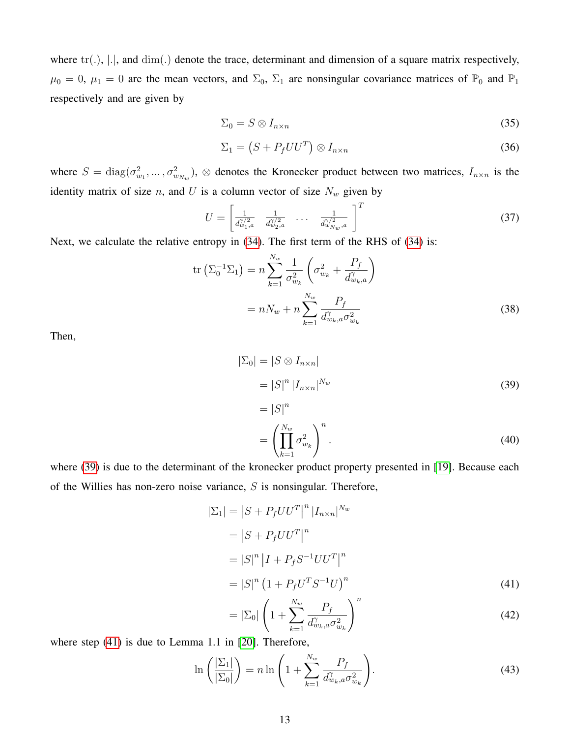where $\mathrm{tr}(.)$, $|.|$, and $\dim(.)$ denote the trace, determinant and dimension of a square matrix respectively, $\mu_0 = 0$, $\mu_1 = 0$ are the mean vectors, and $\Sigma_0$, $\Sigma_1$ are nonsingular covariance matrices of $\mathbb{P}_0$ and $\mathbb{P}_1$ respectively and are given by

$$\Sigma_0 = S \otimes I_{n\times n} \tag{35}$$

$$\Sigma_1 = \left(S + P_f U U^T\right) \otimes I_{n\times n} \tag{36}$$

where $S = \mathrm{diag}(\sigma^2_{w_1}, \ldots, \sigma^2_{w_{N_w}})$, $\otimes$ denotes the Kronecker product between two matrices, $I_{n\times n}$ is the identity matrix of size $n$, and $U$ is a column vector of size $N_w$ given by

$$U = \begin{bmatrix} \frac{1}{d^{\gamma/2}_{w_1,a}} & \frac{1}{d^{\gamma/2}_{w_2,a}} & \cdots & \frac{1}{d^{\gamma/2}_{w_{N_w},a}} \end{bmatrix}^T \tag{37}$$

Next, we calculate the relative entropy in (34). The first term of the RHS of (34) is:

$$\begin{aligned}\mathrm{tr}\left(\Sigma_0^{-1}\Sigma_1\right) &= n\sum_{k=1}^{N_w} \frac{1}{\sigma^2_{w_k}}\left(\sigma^2_{w_k} + \frac{P_f}{d^{\gamma}_{w_k,a}}\right) \\ &= nN_w + n\sum_{k=1}^{N_w} \frac{P_f}{d^{\gamma}_{w_k,a}\sigma^2_{w_k}} \end{aligned} \tag{38}$$

Then,

$$\begin{aligned}|\Sigma_0| &= |S \otimes I_{n\times n}| \\ &= |S|^n \, |I_{n\times n}|^{N_w} \qquad (39) \\ &= |S|^n \\ &= \left(\prod_{k=1}^{N_w} \sigma^2_{w_k}\right)^n. \qquad (40)\end{aligned}$$

where (39) is due to the determinant of the kronecker product property presented in [19]. Because each of the Willies has non-zero noise variance, $S$ is nonsingular. Therefore,

$$\begin{aligned}|\Sigma_1| &= \left|S + P_f U U^T\right|^n |I_{n\times n}|^{N_w} \\ &= \left|S + P_f U U^T\right|^n \\ &= |S|^n \left|I + P_f S^{-1} U U^T\right|^n \\ &= |S|^n \left(1 + P_f U^T S^{-1} U\right)^n \qquad (41) \\ &= |\Sigma_0| \left(1 + \sum_{k=1}^{N_w} \frac{P_f}{d^{\gamma}_{w_k,a}\sigma^2_{w_k}}\right)^n \qquad (42)\end{aligned}$$

where step (41) is due to Lemma 1.1 in [20]. Therefore,

$$\ln\left(\frac{|\Sigma_1|}{|\Sigma_0|}\right) = n\ln\left(1 + \sum_{k=1}^{N_w} \frac{P_f}{d^{\gamma}_{w_k,a}\sigma^2_{w_k}}\right). \tag{43}$$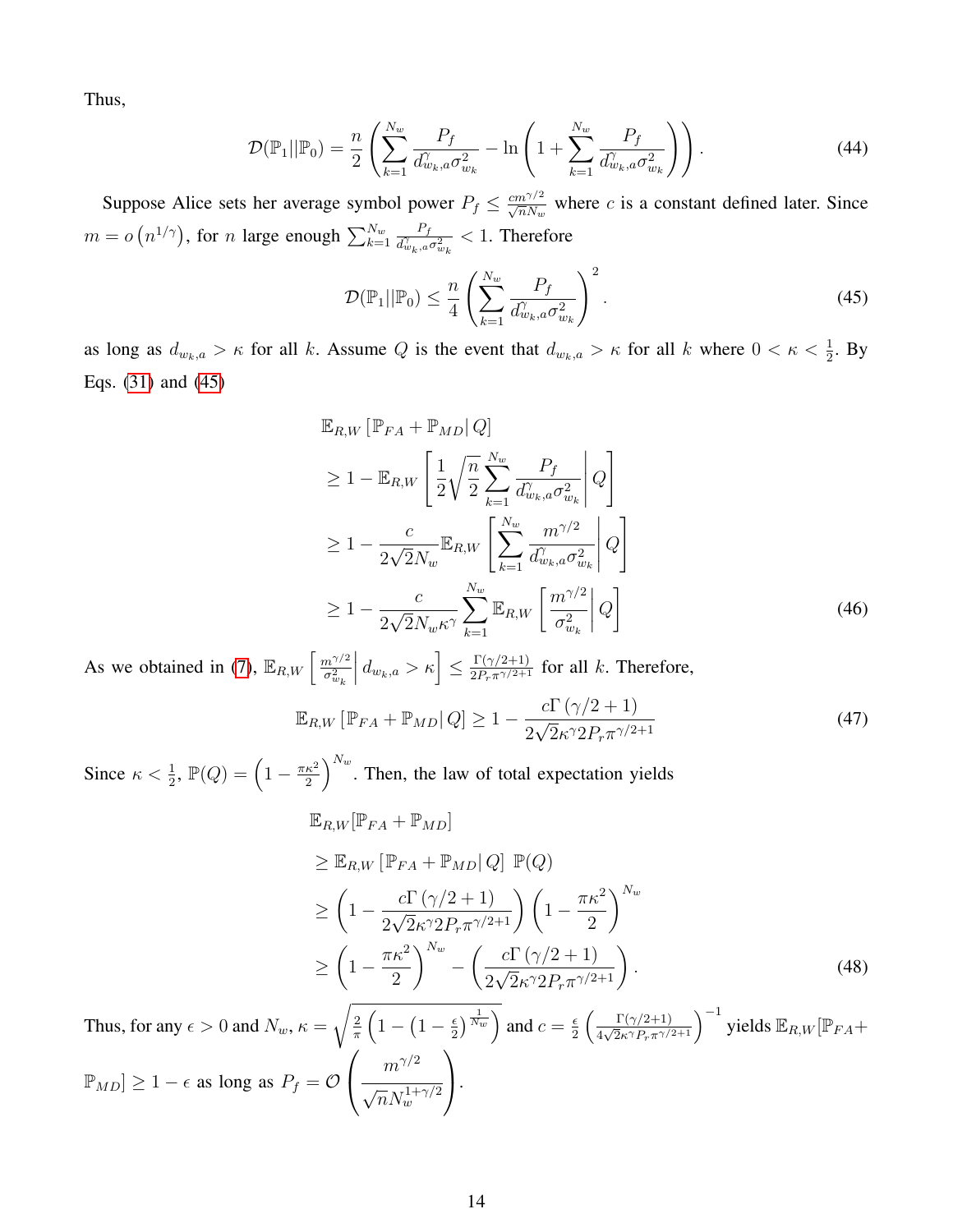Thus,

$$\mathcal{D}(\mathbb{P}_1||\mathbb{P}_0) = \frac{n}{2}\left(\sum_{k=1}^{N_w} \frac{P_f}{d_{w_k,a}^{\gamma}\sigma_{w_k}^2} - \ln\left(1 + \sum_{k=1}^{N_w} \frac{P_f}{d_{w_k,a}^{\gamma}\sigma_{w_k}^2}\right)\right). \tag{44}$$

Suppose Alice sets her average symbol power $P_f \leq \frac{cm^{\gamma/2}}{\sqrt{n}N_w}$ where $c$ is a constant defined later. Since $m = o\left(n^{1/\gamma}\right)$, for $n$ large enough $\sum_{k=1}^{N_w} \frac{P_f}{d_{w_k,a}^{\gamma}\sigma_{w_k}^2} < 1$. Therefore

$$\mathcal{D}(\mathbb{P}_1||\mathbb{P}_0) \leq \frac{n}{4}\left(\sum_{k=1}^{N_w} \frac{P_f}{d_{w_k,a}^{\gamma}\sigma_{w_k}^2}\right)^2. \tag{45}$$

as long as $d_{w_k,a} > \kappa$ for all $k$. Assume $Q$ is the event that $d_{w_k,a} > \kappa$ for all $k$ where $0 < \kappa < \frac{1}{2}$. By Eqs. (31) and (45)

$$\begin{aligned}
&\mathbb{E}_{R,W}\left[\mathbb{P}_{FA} + \mathbb{P}_{MD} \middle| Q\right] \\
&\geq 1 - \mathbb{E}_{R,W}\left[\frac{1}{2}\sqrt{\frac{n}{2}} \sum_{k=1}^{N_w} \frac{P_f}{d_{w_k,a}^{\gamma}\sigma_{w_k}^2} \middle| Q\right] \\
&\geq 1 - \frac{c}{2\sqrt{2}N_w}\mathbb{E}_{R,W}\left[\sum_{k=1}^{N_w} \frac{m^{\gamma/2}}{d_{w_k,a}^{\gamma}\sigma_{w_k}^2} \middle| Q\right] \\
&\geq 1 - \frac{c}{2\sqrt{2}N_w\kappa^{\gamma}} \sum_{k=1}^{N_w} \mathbb{E}_{R,W}\left[\frac{m^{\gamma/2}}{\sigma_{w_k}^2} \middle| Q\right]
\end{aligned} \tag{46}$$

As we obtained in (7), $\mathbb{E}_{R,W}\left[\frac{m^{\gamma/2}}{\sigma_{w_k}^2} \middle| d_{w_k,a} > \kappa\right] \leq \frac{\Gamma(\gamma/2+1)}{2P_r\pi^{\gamma/2+1}}$ for all $k$. Therefore,

$$\mathbb{E}_{R,W}\left[\mathbb{P}_{FA} + \mathbb{P}_{MD} \middle| Q\right] \geq 1 - \frac{c\Gamma\left(\gamma/2+1\right)}{2\sqrt{2}\kappa^{\gamma}2P_r\pi^{\gamma/2+1}} \tag{47}$$

Since $\kappa < \frac{1}{2}$, $\mathbb{P}(Q) = \left(1 - \frac{\pi\kappa^2}{2}\right)^{N_w}$. Then, the law of total expectation yields

$$\begin{aligned}
&\mathbb{E}_{R,W}[\mathbb{P}_{FA} + \mathbb{P}_{MD}] \\
&\geq \mathbb{E}_{R,W}\left[\mathbb{P}_{FA} + \mathbb{P}_{MD} \middle| Q\right]\ \mathbb{P}(Q) \\
&\geq \left(1 - \frac{c\Gamma\left(\gamma/2+1\right)}{2\sqrt{2}\kappa^{\gamma}2P_r\pi^{\gamma/2+1}}\right)\left(1 - \frac{\pi\kappa^2}{2}\right)^{N_w} \\
&\geq \left(1 - \frac{\pi\kappa^2}{2}\right)^{N_w} - \left(\frac{c\Gamma\left(\gamma/2+1\right)}{2\sqrt{2}\kappa^{\gamma}2P_r\pi^{\gamma/2+1}}\right).
\end{aligned} \tag{48}$$

Thus, for any $\epsilon > 0$ and $N_w$, $\kappa = \sqrt{\frac{2}{\pi}\left(1 - \left(1 - \frac{\epsilon}{2}\right)^{\frac{1}{N_w}}\right)}$ and $c = \frac{\epsilon}{2}\left(\frac{\Gamma(\gamma/2+1)}{4\sqrt{2}\kappa^{\gamma}P_r\pi^{\gamma/2+1}}\right)^{-1}$ yields $\mathbb{E}_{R,W}[\mathbb{P}_{FA} + \mathbb{P}_{MD}] \geq 1 - \epsilon$ as long as $P_f = \mathcal{O}\left(\frac{m^{\gamma/2}}{\sqrt{n}N_w^{1+\gamma/2}}\right)$.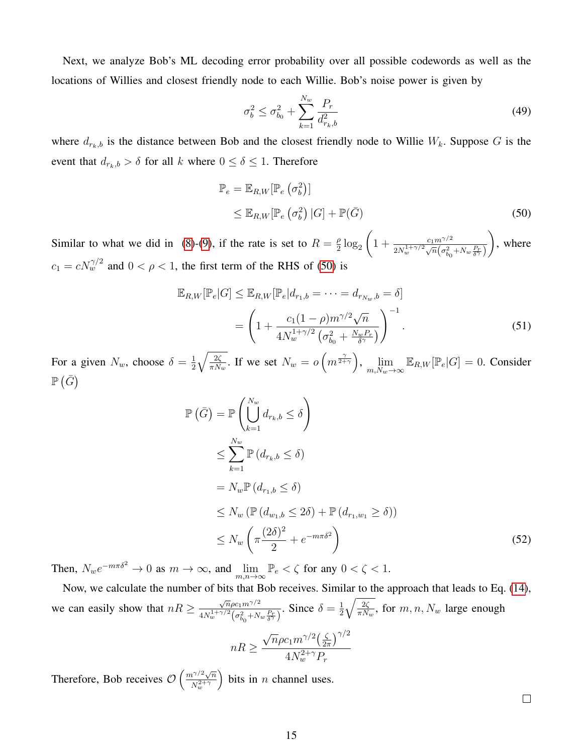Next, we analyze Bob's ML decoding error probability over all possible codewords as well as the locations of Willies and closest friendly node to each Willie. Bob's noise power is given by

$$\sigma_b^2 \leq \sigma_{b_0}^2 + \sum_{k=1}^{N_w} \frac{P_r}{d_{r_k,b}^2} \tag{49}$$

where $d_{r_k,b}$ is the distance between Bob and the closest friendly node to Willie $W_k$. Suppose $G$ is the event that $d_{r_k,b} > \delta$ for all $k$ where $0 \leq \delta \leq 1$. Therefore

$$\begin{aligned}
\mathbb{P}_e &= \mathbb{E}_{R,W}[\mathbb{P}_e\left(\sigma_b^2\right)] \\
&\leq \mathbb{E}_{R,W}[\mathbb{P}_e\left(\sigma_b^2\right)|G] + \mathbb{P}(\bar{G})
\end{aligned} \tag{50}$$

Similar to what we did in (8)-(9), if the rate is set to $R = \frac{\rho}{2}\log_2\left(1 + \frac{c_1 m^{\gamma/2}}{2N_w^{1+\gamma/2}\sqrt{n}\left(\sigma_{b_0}^2 + N_w\frac{P_r}{\delta^\gamma}\right)}\right)$, where $c_1 = cN_w^{\gamma/2}$ and $0 < \rho < 1$, the first term of the RHS of (50) is

$$\begin{aligned}
\mathbb{E}_{R,W}[\mathbb{P}_e|G] &\leq \mathbb{E}_{R,W}[\mathbb{P}_e|d_{r_1,b} = \cdots = d_{r_{N_w},b} = \delta] \\
&= \left(1 + \frac{c_1(1-\rho)m^{\gamma/2}\sqrt{n}}{4N_w^{1+\gamma/2}\left(\sigma_{b_0}^2 + \frac{N_w P_r}{\delta^\gamma}\right)}\right)^{-1}.
\end{aligned} \tag{51}$$

For a given $N_w$, choose $\delta = \frac{1}{2}\sqrt{\frac{2\zeta}{\pi N_w}}$. If we set $N_w = o\left(m^{\frac{\gamma}{2+\gamma}}\right)$, $\lim_{m,N_w\to\infty} \mathbb{E}_{R,W}[\mathbb{P}_e|G] = 0$. Consider $\mathbb{P}\left(\bar{G}\right)$

$$\begin{aligned}
\mathbb{P}\left(\bar{G}\right) &= \mathbb{P}\left(\bigcup_{k=1}^{N_w} d_{r_k,b} \leq \delta\right) \\
&\leq \sum_{k=1}^{N_w} \mathbb{P}\left(d_{r_k,b} \leq \delta\right) \\
&= N_w \mathbb{P}\left(d_{r_1,b} \leq \delta\right) \\
&\leq N_w\left(\mathbb{P}\left(d_{w_1,b} \leq 2\delta\right) + \mathbb{P}\left(d_{r_1,w_1} \geq \delta\right)\right) \\
&\leq N_w\left(\pi\frac{(2\delta)^2}{2} + e^{-m\pi\delta^2}\right)
\end{aligned} \tag{52}$$

Then, $N_w e^{-m\pi\delta^2} \to 0$ as $m \to \infty$, and $\lim_{m,n\to\infty} \mathbb{P}_e < \zeta$ for any $0 < \zeta < 1$.

Now, we calculate the number of bits that Bob receives. Similar to the approach that leads to Eq. (14), we can easily show that $nR \geq \frac{\sqrt{n}\rho c_1 m^{\gamma/2}}{4N_w^{1+\gamma/2}\left(\sigma_{b_0}^2 + N_w\frac{P_r}{\delta^\gamma}\right)}$. Since $\delta = \frac{1}{2}\sqrt{\frac{2\zeta}{\pi N_w}}$, for $m, n, N_w$ large enough

$$nR \geq \frac{\sqrt{n}\rho c_1 m^{\gamma/2}\left(\frac{\zeta}{2\pi}\right)^{\gamma/2}}{4N_w^{2+\gamma}P_r}$$

Therefore, Bob receives $\mathcal{O}\left(\frac{m^{\gamma/2}\sqrt{n}}{N_w^{2+\gamma}}\right)$ bits in $n$ channel uses.

□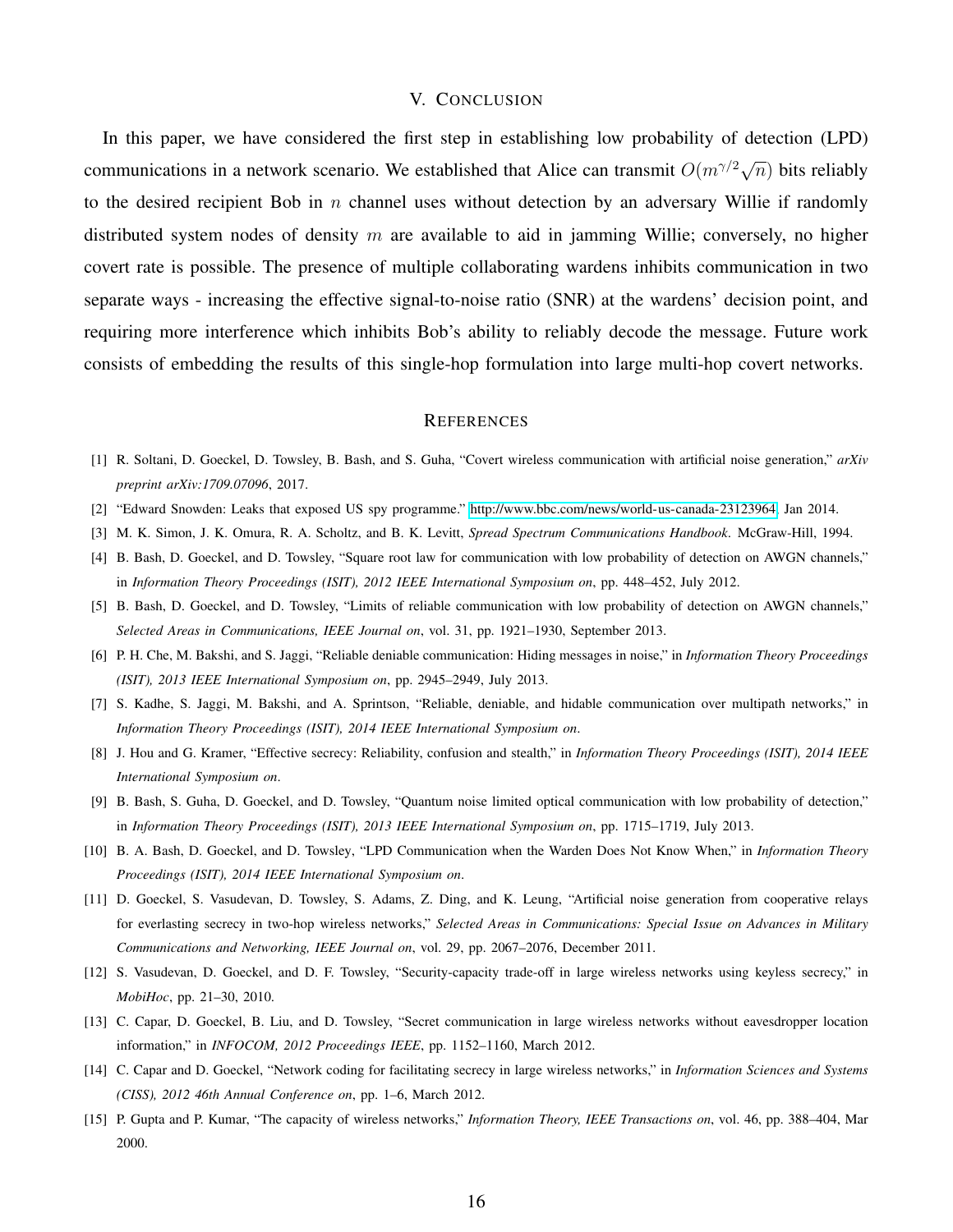## V. Conclusion

In this paper, we have considered the first step in establishing low probability of detection (LPD) communications in a network scenario. We established that Alice can transmit $O(m^{\gamma/2}\sqrt{n})$ bits reliably to the desired recipient Bob in $n$ channel uses without detection by an adversary Willie if randomly distributed system nodes of density $m$ are available to aid in jamming Willie; conversely, no higher covert rate is possible. The presence of multiple collaborating wardens inhibits communication in two separate ways - increasing the effective signal-to-noise ratio (SNR) at the wardens' decision point, and requiring more interference which inhibits Bob's ability to reliably decode the message. Future work consists of embedding the results of this single-hop formulation into large multi-hop covert networks.

## References

[1] R. Soltani, D. Goeckel, D. Towsley, B. Bash, and S. Guha, "Covert wireless communication with artificial noise generation," *arXiv preprint arXiv:1709.07096*, 2017.

[2] "Edward Snowden: Leaks that exposed US spy programme." http://www.bbc.com/news/world-us-canada-23123964, Jan 2014.

[3] M. K. Simon, J. K. Omura, R. A. Scholtz, and B. K. Levitt, *Spread Spectrum Communications Handbook*. McGraw-Hill, 1994.

[4] B. Bash, D. Goeckel, and D. Towsley, "Square root law for communication with low probability of detection on AWGN channels," in *Information Theory Proceedings (ISIT), 2012 IEEE International Symposium on*, pp. 448–452, July 2012.

[5] B. Bash, D. Goeckel, and D. Towsley, "Limits of reliable communication with low probability of detection on AWGN channels," *Selected Areas in Communications, IEEE Journal on*, vol. 31, pp. 1921–1930, September 2013.

[6] P. H. Che, M. Bakshi, and S. Jaggi, "Reliable deniable communication: Hiding messages in noise," in *Information Theory Proceedings (ISIT), 2013 IEEE International Symposium on*, pp. 2945–2949, July 2013.

[7] S. Kadhe, S. Jaggi, M. Bakshi, and A. Sprintson, "Reliable, deniable, and hidable communication over multipath networks," in *Information Theory Proceedings (ISIT), 2014 IEEE International Symposium on*.

[8] J. Hou and G. Kramer, "Effective secrecy: Reliability, confusion and stealth," in *Information Theory Proceedings (ISIT), 2014 IEEE International Symposium on*.

[9] B. Bash, S. Guha, D. Goeckel, and D. Towsley, "Quantum noise limited optical communication with low probability of detection," in *Information Theory Proceedings (ISIT), 2013 IEEE International Symposium on*, pp. 1715–1719, July 2013.

[10] B. A. Bash, D. Goeckel, and D. Towsley, "LPD Communication when the Warden Does Not Know When," in *Information Theory Proceedings (ISIT), 2014 IEEE International Symposium on*.

[11] D. Goeckel, S. Vasudevan, D. Towsley, S. Adams, Z. Ding, and K. Leung, "Artificial noise generation from cooperative relays for everlasting secrecy in two-hop wireless networks," *Selected Areas in Communications: Special Issue on Advances in Military Communications and Networking, IEEE Journal on*, vol. 29, pp. 2067–2076, December 2011.

[12] S. Vasudevan, D. Goeckel, and D. F. Towsley, "Security-capacity trade-off in large wireless networks using keyless secrecy," in *MobiHoc*, pp. 21–30, 2010.

[13] C. Capar, D. Goeckel, B. Liu, and D. Towsley, "Secret communication in large wireless networks without eavesdropper location information," in *INFOCOM, 2012 Proceedings IEEE*, pp. 1152–1160, March 2012.

[14] C. Capar and D. Goeckel, "Network coding for facilitating secrecy in large wireless networks," in *Information Sciences and Systems (CISS), 2012 46th Annual Conference on*, pp. 1–6, March 2012.

[15] P. Gupta and P. Kumar, "The capacity of wireless networks," *Information Theory, IEEE Transactions on*, vol. 46, pp. 388–404, Mar 2000.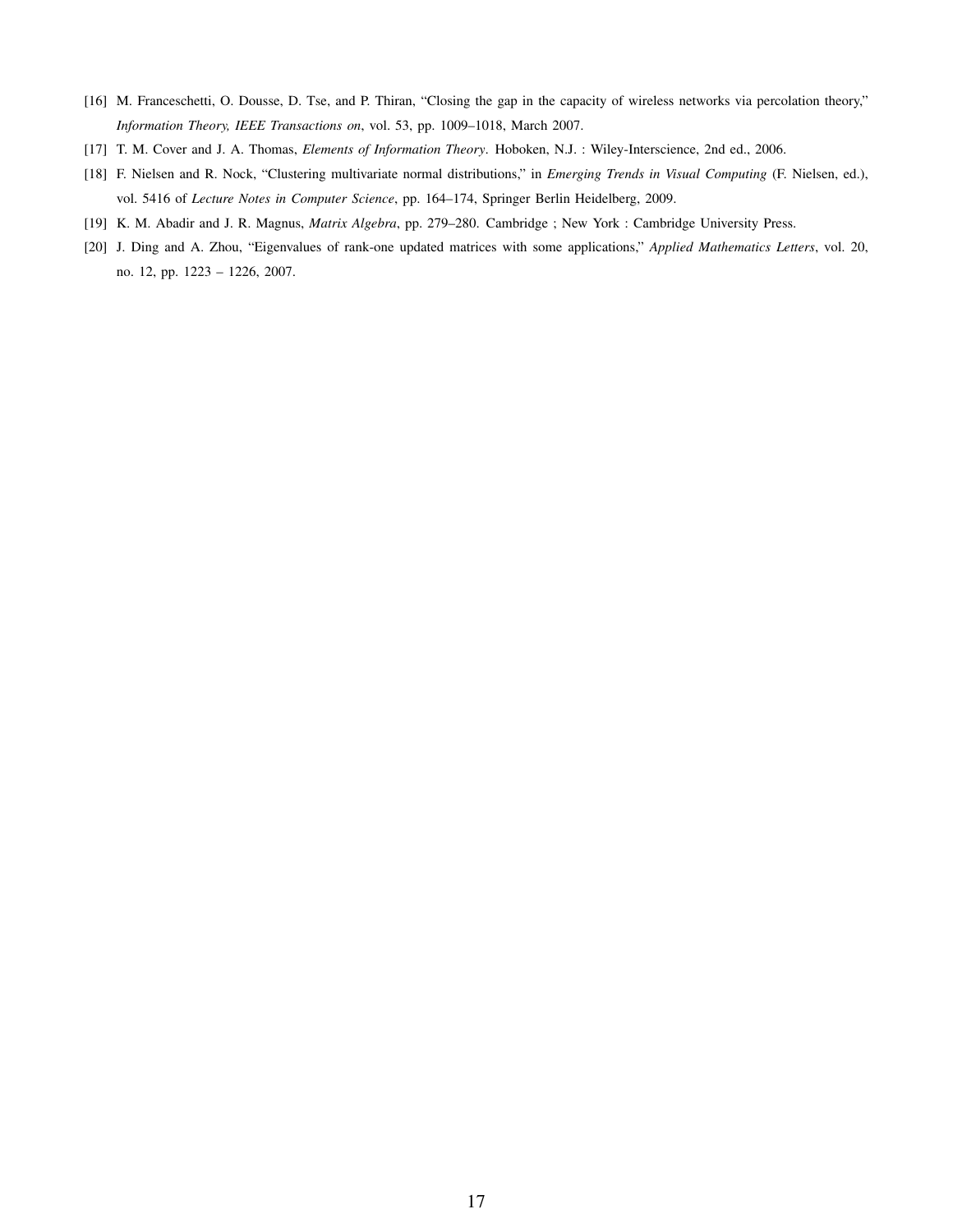[16] M. Franceschetti, O. Dousse, D. Tse, and P. Thiran, "Closing the gap in the capacity of wireless networks via percolation theory," *Information Theory, IEEE Transactions on*, vol. 53, pp. 1009–1018, March 2007.

[17] T. M. Cover and J. A. Thomas, *Elements of Information Theory*. Hoboken, N.J. : Wiley-Interscience, 2nd ed., 2006.

[18] F. Nielsen and R. Nock, "Clustering multivariate normal distributions," in *Emerging Trends in Visual Computing* (F. Nielsen, ed.), vol. 5416 of *Lecture Notes in Computer Science*, pp. 164–174, Springer Berlin Heidelberg, 2009.

[19] K. M. Abadir and J. R. Magnus, *Matrix Algebra*, pp. 279–280. Cambridge ; New York : Cambridge University Press.

[20] J. Ding and A. Zhou, "Eigenvalues of rank-one updated matrices with some applications," *Applied Mathematics Letters*, vol. 20, no. 12, pp. 1223 – 1226, 2007.